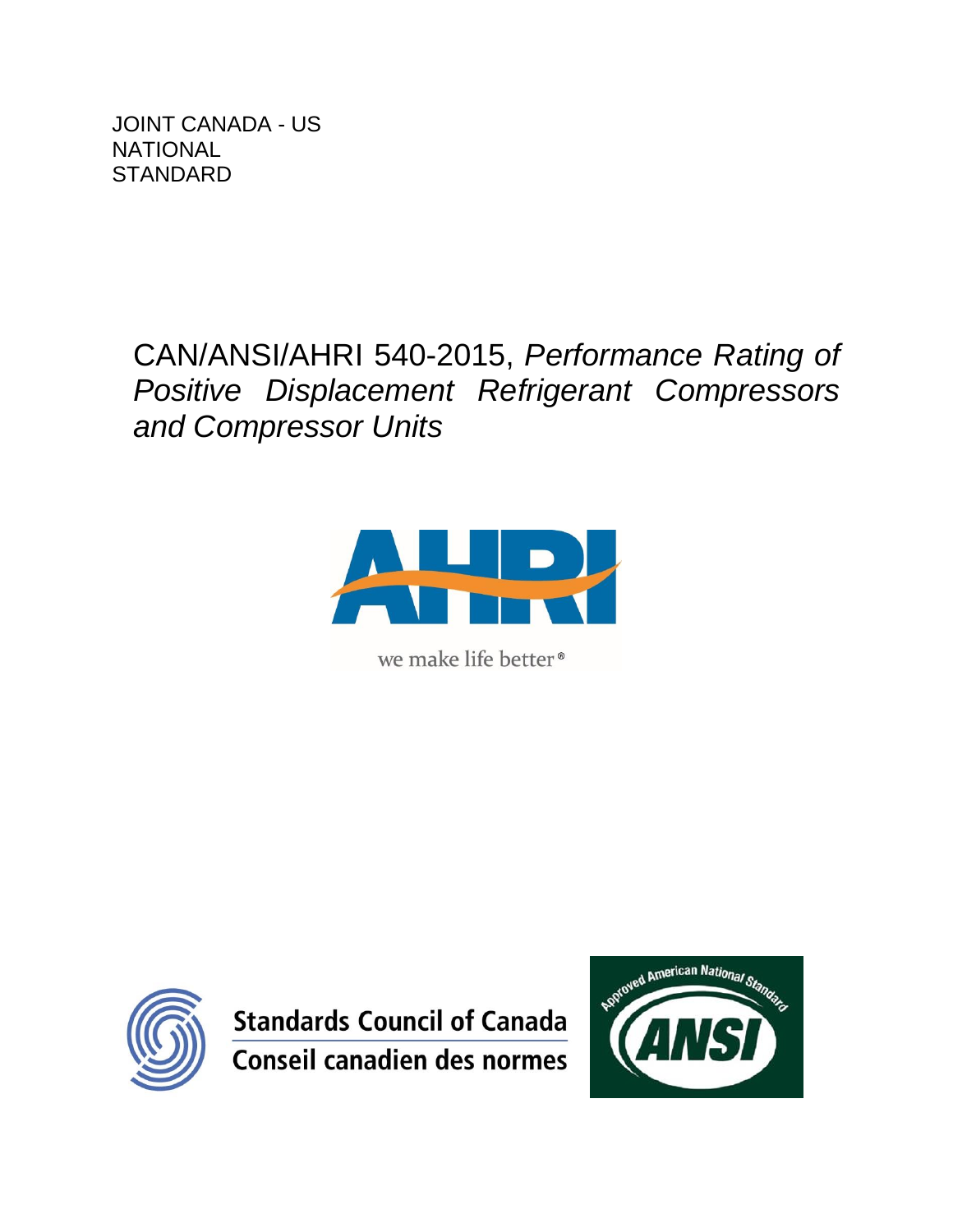JOINT CANADA - US
NATIONAL
STANDARD

# CAN/ANSI/AHRI 540-2015, *Performance Rating of Positive Displacement Refrigerant Compressors and Compressor Units*

AHRI

we make life better®

Standards Council of Canada
Conseil canadien des normes

Approved American National Standard
ANSI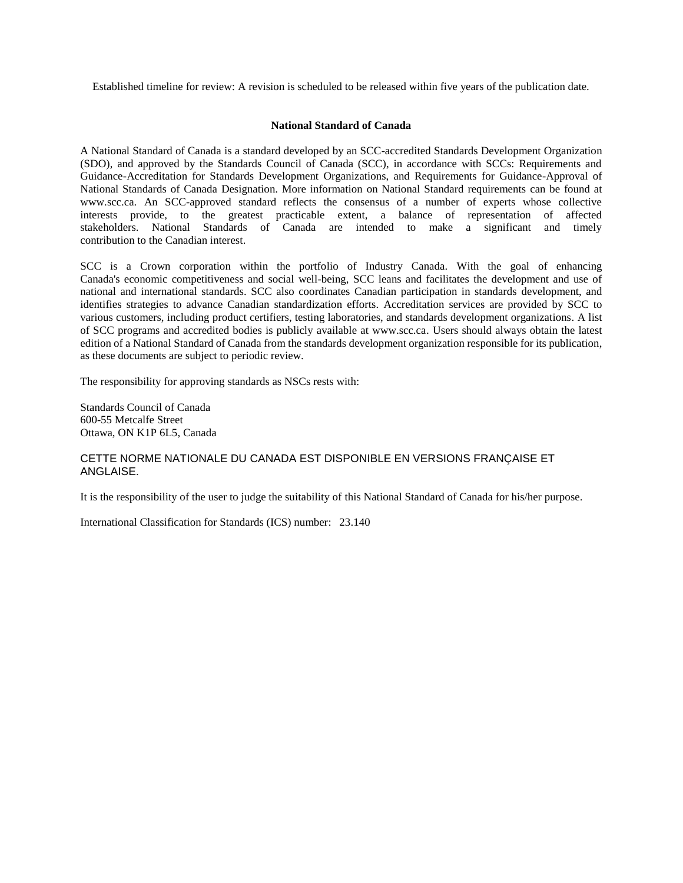Established timeline for review: A revision is scheduled to be released within five years of the publication date.

**National Standard of Canada**

A National Standard of Canada is a standard developed by an SCC-accredited Standards Development Organization (SDO), and approved by the Standards Council of Canada (SCC), in accordance with SCCs: Requirements and Guidance-Accreditation for Standards Development Organizations, and Requirements for Guidance-Approval of National Standards of Canada Designation. More information on National Standard requirements can be found at www.scc.ca. An SCC-approved standard reflects the consensus of a number of experts whose collective interests provide, to the greatest practicable extent, a balance of representation of affected stakeholders. National Standards of Canada are intended to make a significant and timely contribution to the Canadian interest.

SCC is a Crown corporation within the portfolio of Industry Canada. With the goal of enhancing Canada's economic competitiveness and social well-being, SCC leans and facilitates the development and use of national and international standards. SCC also coordinates Canadian participation in standards development, and identifies strategies to advance Canadian standardization efforts. Accreditation services are provided by SCC to various customers, including product certifiers, testing laboratories, and standards development organizations. A list of SCC programs and accredited bodies is publicly available at www.scc.ca. Users should always obtain the latest edition of a National Standard of Canada from the standards development organization responsible for its publication, as these documents are subject to periodic review.

The responsibility for approving standards as NSCs rests with:

Standards Council of Canada
600-55 Metcalfe Street
Ottawa, ON K1P 6L5, Canada

CETTE NORME NATIONALE DU CANADA EST DISPONIBLE EN VERSIONS FRANÇAISE ET ANGLAISE.

It is the responsibility of the user to judge the suitability of this National Standard of Canada for his/her purpose.

International Classification for Standards (ICS) number: 23.140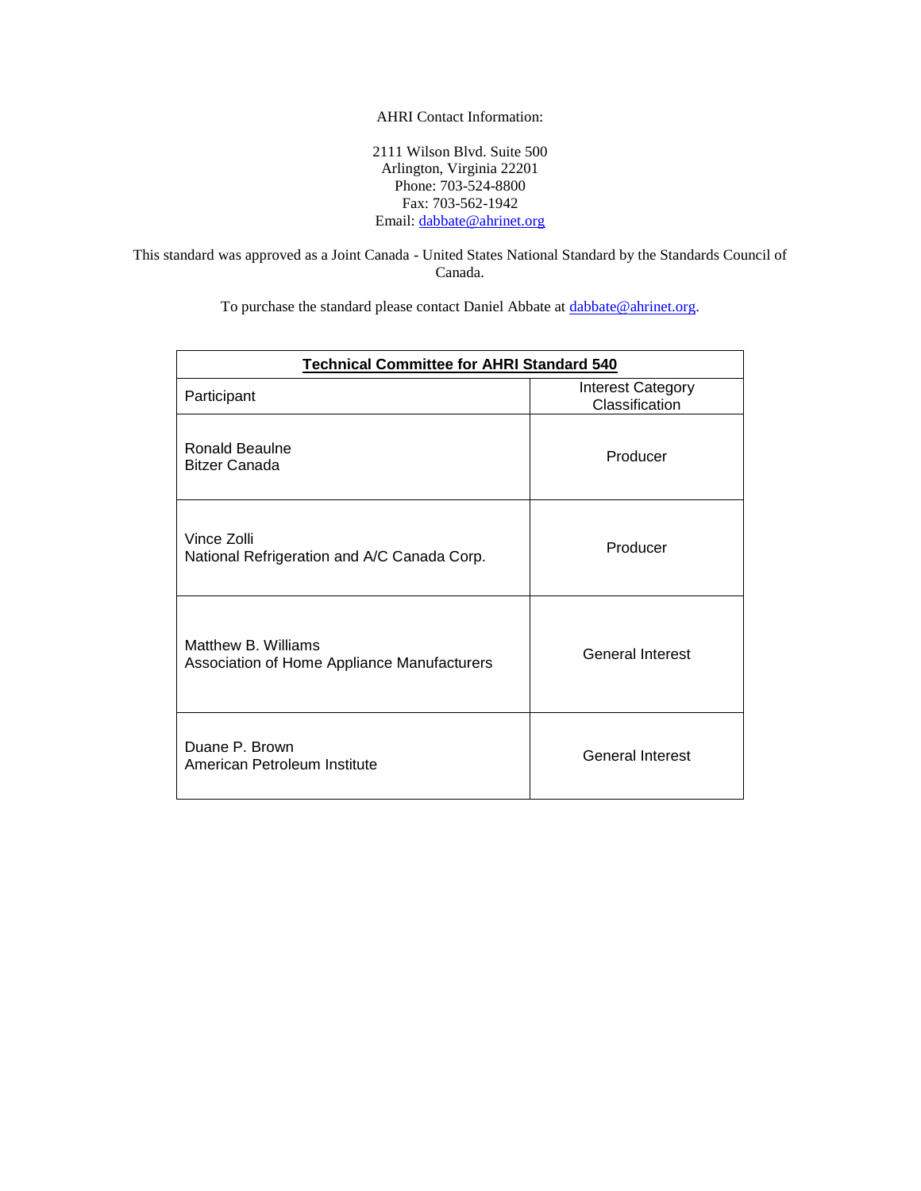AHRI Contact Information:

2111 Wilson Blvd. Suite 500
Arlington, Virginia 22201
Phone: 703-524-8800
Fax: 703-562-1942
Email: dabbate@ahrinet.org

This standard was approved as a Joint Canada - United States National Standard by the Standards Council of Canada.

To purchase the standard please contact Daniel Abbate at dabbate@ahrinet.org.

| **Technical Committee for AHRI Standard 540** | |
|---|---|
| Participant | Interest Category Classification |
| Ronald Beaulne<br>Bitzer Canada | Producer |
| Vince Zolli<br>National Refrigeration and A/C Canada Corp. | Producer |
| Matthew B. Williams<br>Association of Home Appliance Manufacturers | General Interest |
| Duane P. Brown<br>American Petroleum Institute | General Interest |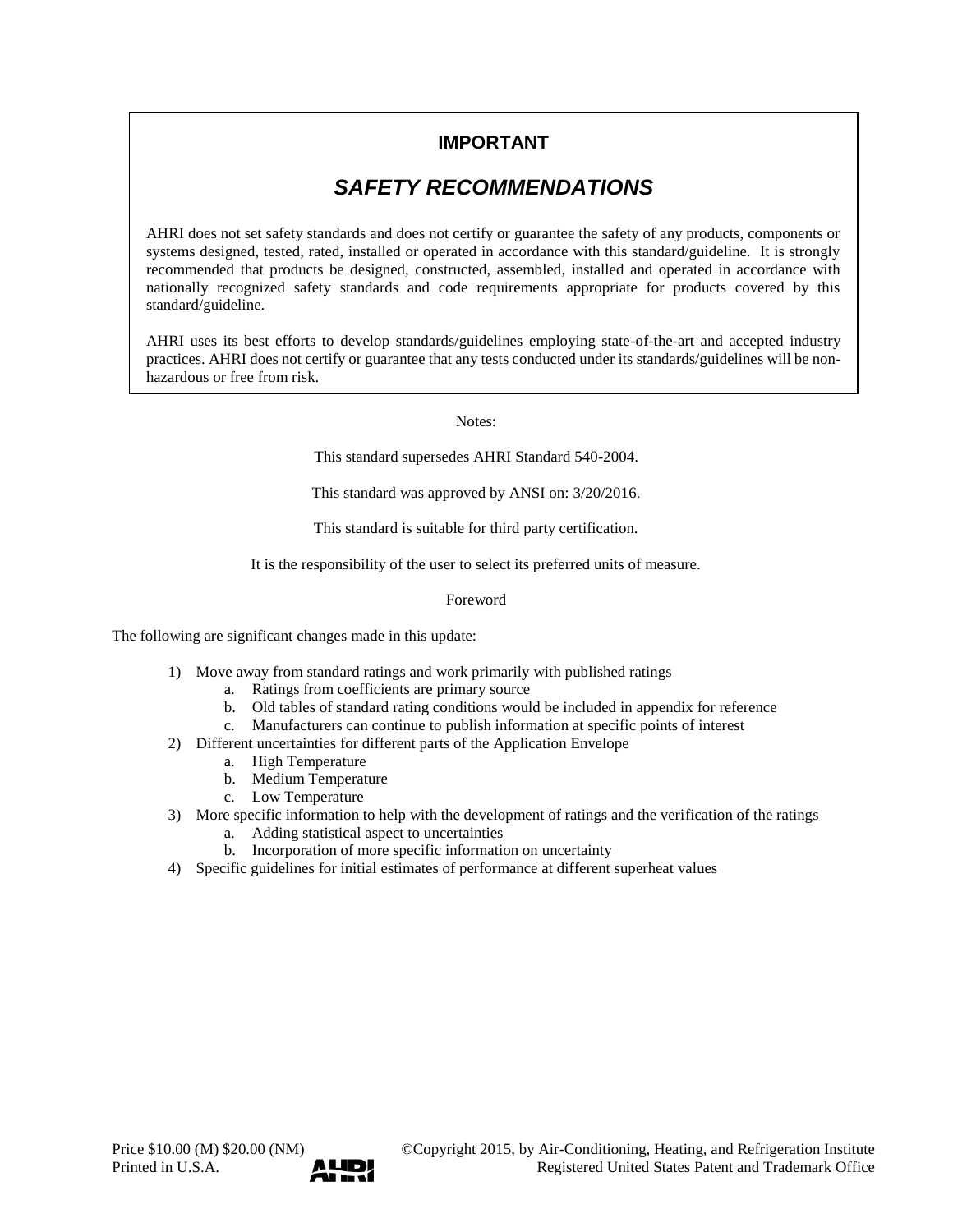## IMPORTANT

### *SAFETY RECOMMENDATIONS*

AHRI does not set safety standards and does not certify or guarantee the safety of any products, components or systems designed, tested, rated, installed or operated in accordance with this standard/guideline. It is strongly recommended that products be designed, constructed, assembled, installed and operated in accordance with nationally recognized safety standards and code requirements appropriate for products covered by this standard/guideline.

AHRI uses its best efforts to develop standards/guidelines employing state-of-the-art and accepted industry practices. AHRI does not certify or guarantee that any tests conducted under its standards/guidelines will be non-hazardous or free from risk.

Notes:

This standard supersedes AHRI Standard 540-2004.

This standard was approved by ANSI on: 3/20/2016.

This standard is suitable for third party certification.

It is the responsibility of the user to select its preferred units of measure.

Foreword

The following are significant changes made in this update:

1) Move away from standard ratings and work primarily with published ratings
   a. Ratings from coefficients are primary source
   b. Old tables of standard rating conditions would be included in appendix for reference
   c. Manufacturers can continue to publish information at specific points of interest
2) Different uncertainties for different parts of the Application Envelope
   a. High Temperature
   b. Medium Temperature
   c. Low Temperature
3) More specific information to help with the development of ratings and the verification of the ratings
   a. Adding statistical aspect to uncertainties
   b. Incorporation of more specific information on uncertainty
4) Specific guidelines for initial estimates of performance at different superheat values

Price $10.00 (M) $20.00 (NM) ©Copyright 2015, by Air-Conditioning, Heating, and Refrigeration Institute
Printed in U.S.A. Registered United States Patent and Trademark Office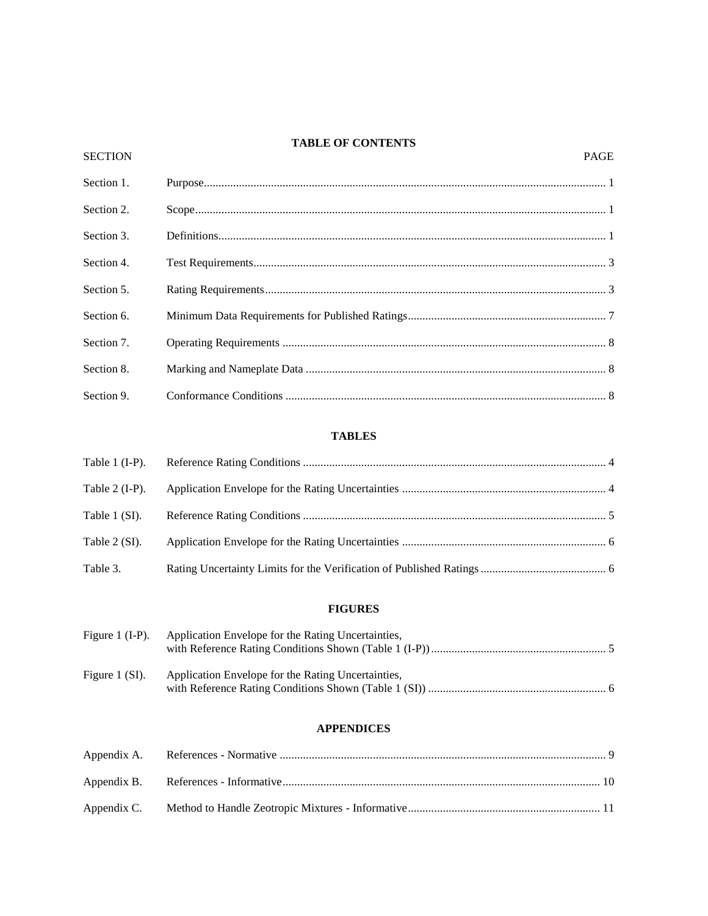# TABLE OF CONTENTS

| SECTION | | PAGE |
|---|---|---|
| Section 1. | Purpose | 1 |
| Section 2. | Scope | 1 |
| Section 3. | Definitions | 1 |
| Section 4. | Test Requirements | 3 |
| Section 5. | Rating Requirements | 3 |
| Section 6. | Minimum Data Requirements for Published Ratings | 7 |
| Section 7. | Operating Requirements | 8 |
| Section 8. | Marking and Nameplate Data | 8 |
| Section 9. | Conformance Conditions | 8 |

## TABLES

| | | |
|---|---|---|
| Table 1 (I-P). | Reference Rating Conditions | 4 |
| Table 2 (I-P). | Application Envelope for the Rating Uncertainties | 4 |
| Table 1 (SI). | Reference Rating Conditions | 5 |
| Table 2 (SI). | Application Envelope for the Rating Uncertainties | 6 |
| Table 3. | Rating Uncertainty Limits for the Verification of Published Ratings | 6 |

## FIGURES

| | | |
|---|---|---|
| Figure 1 (I-P). | Application Envelope for the Rating Uncertainties, with Reference Rating Conditions Shown (Table 1 (I-P)) | 5 |
| Figure 1 (SI). | Application Envelope for the Rating Uncertainties, with Reference Rating Conditions Shown (Table 1 (SI)) | 6 |

## APPENDICES

| | | |
|---|---|---|
| Appendix A. | References - Normative | 9 |
| Appendix B. | References - Informative | 10 |
| Appendix C. | Method to Handle Zeotropic Mixtures - Informative | 11 |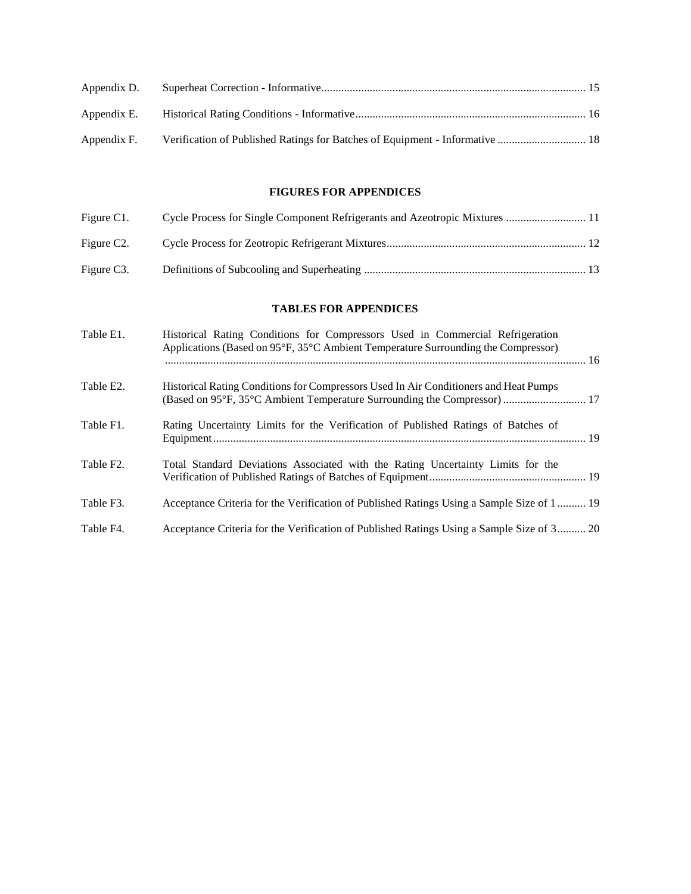| | | |
|---|---|---|
| Appendix D. | Superheat Correction - Informative | 15 |
| Appendix E. | Historical Rating Conditions - Informative | 16 |
| Appendix F. | Verification of Published Ratings for Batches of Equipment - Informative | 18 |

**FIGURES FOR APPENDICES**

| | | |
|---|---|---|
| Figure C1. | Cycle Process for Single Component Refrigerants and Azeotropic Mixtures | 11 |
| Figure C2. | Cycle Process for Zeotropic Refrigerant Mixtures | 12 |
| Figure C3. | Definitions of Subcooling and Superheating | 13 |

**TABLES FOR APPENDICES**

| | | |
|---|---|---|
| Table E1. | Historical Rating Conditions for Compressors Used in Commercial Refrigeration Applications (Based on 95°F, 35°C Ambient Temperature Surrounding the Compressor) | 16 |
| Table E2. | Historical Rating Conditions for Compressors Used In Air Conditioners and Heat Pumps (Based on 95°F, 35°C Ambient Temperature Surrounding the Compressor) | 17 |
| Table F1. | Rating Uncertainty Limits for the Verification of Published Ratings of Batches of Equipment | 19 |
| Table F2. | Total Standard Deviations Associated with the Rating Uncertainty Limits for the Verification of Published Ratings of Batches of Equipment | 19 |
| Table F3. | Acceptance Criteria for the Verification of Published Ratings Using a Sample Size of 1 | 19 |
| Table F4. | Acceptance Criteria for the Verification of Published Ratings Using a Sample Size of 3 | 20 |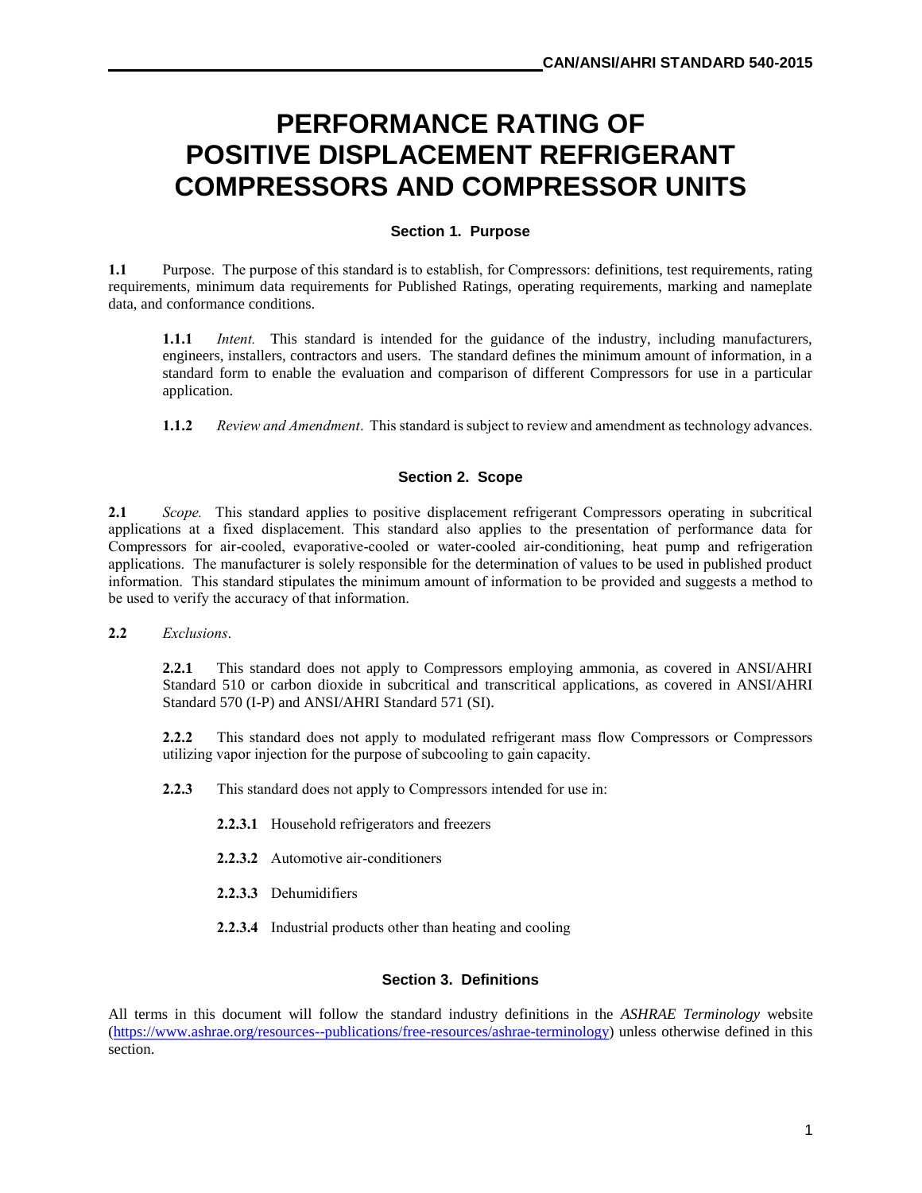# PERFORMANCE RATING OF POSITIVE DISPLACEMENT REFRIGERANT COMPRESSORS AND COMPRESSOR UNITS

## Section 1. Purpose

**1.1** Purpose. The purpose of this standard is to establish, for Compressors: definitions, test requirements, rating requirements, minimum data requirements for Published Ratings, operating requirements, marking and nameplate data, and conformance conditions.

**1.1.1** *Intent.* This standard is intended for the guidance of the industry, including manufacturers, engineers, installers, contractors and users. The standard defines the minimum amount of information, in a standard form to enable the evaluation and comparison of different Compressors for use in a particular application.

**1.1.2** *Review and Amendment*. This standard is subject to review and amendment as technology advances.

## Section 2. Scope

**2.1** *Scope.* This standard applies to positive displacement refrigerant Compressors operating in subcritical applications at a fixed displacement. This standard also applies to the presentation of performance data for Compressors for air-cooled, evaporative-cooled or water-cooled air-conditioning, heat pump and refrigeration applications. The manufacturer is solely responsible for the determination of values to be used in published product information. This standard stipulates the minimum amount of information to be provided and suggests a method to be used to verify the accuracy of that information.

**2.2** *Exclusions*.

**2.2.1** This standard does not apply to Compressors employing ammonia, as covered in ANSI/AHRI Standard 510 or carbon dioxide in subcritical and transcritical applications, as covered in ANSI/AHRI Standard 570 (I-P) and ANSI/AHRI Standard 571 (SI).

**2.2.2** This standard does not apply to modulated refrigerant mass flow Compressors or Compressors utilizing vapor injection for the purpose of subcooling to gain capacity.

**2.2.3** This standard does not apply to Compressors intended for use in:

**2.2.3.1** Household refrigerators and freezers

**2.2.3.2** Automotive air-conditioners

**2.2.3.3** Dehumidifiers

**2.2.3.4** Industrial products other than heating and cooling

## Section 3. Definitions

All terms in this document will follow the standard industry definitions in the *ASHRAE Terminology* website (https://www.ashrae.org/resources--publications/free-resources/ashrae-terminology) unless otherwise defined in this section.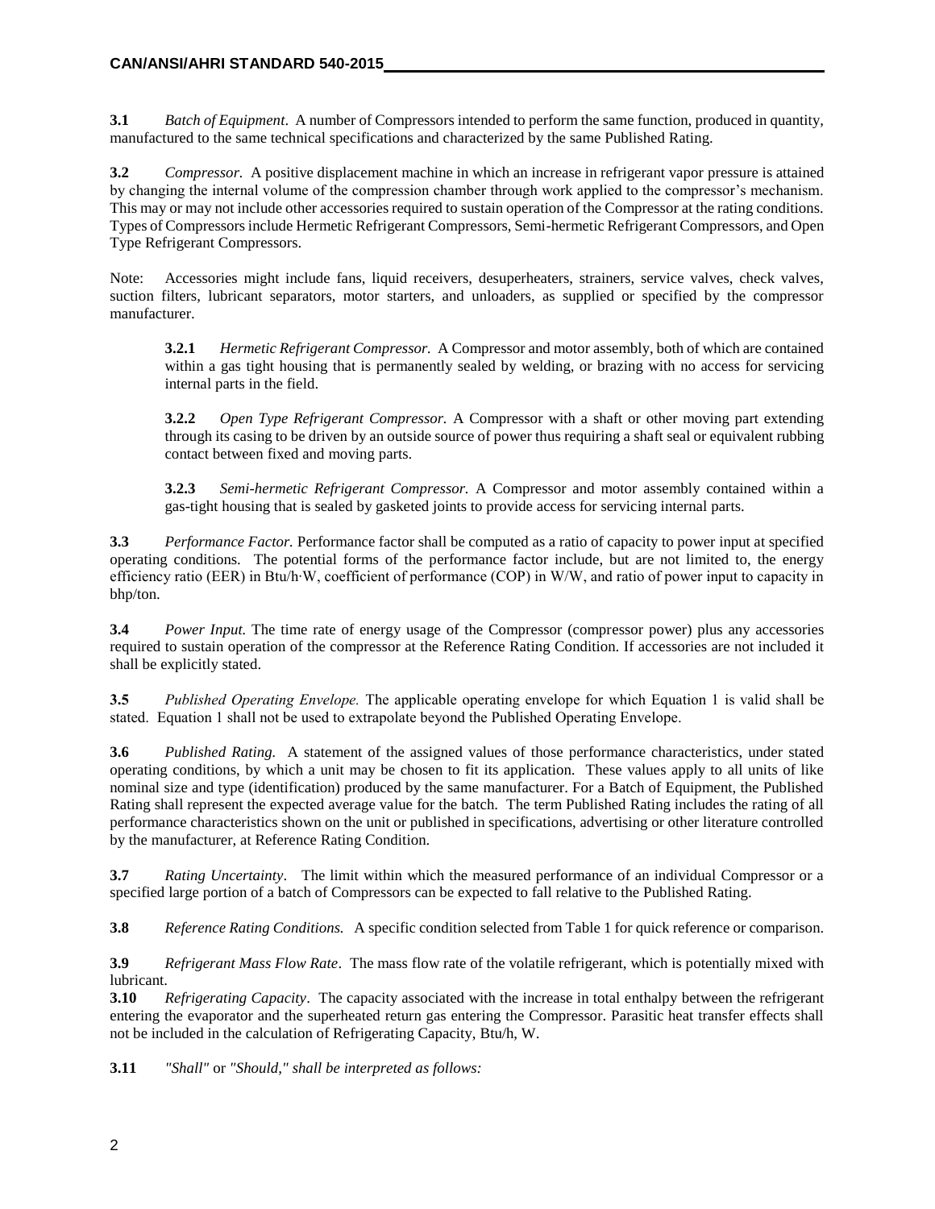**3.1** *Batch of Equipment*. A number of Compressors intended to perform the same function, produced in quantity, manufactured to the same technical specifications and characterized by the same Published Rating.

**3.2** *Compressor.* A positive displacement machine in which an increase in refrigerant vapor pressure is attained by changing the internal volume of the compression chamber through work applied to the compressor's mechanism. This may or may not include other accessories required to sustain operation of the Compressor at the rating conditions. Types of Compressors include Hermetic Refrigerant Compressors, Semi-hermetic Refrigerant Compressors, and Open Type Refrigerant Compressors.

Note: Accessories might include fans, liquid receivers, desuperheaters, strainers, service valves, check valves, suction filters, lubricant separators, motor starters, and unloaders, as supplied or specified by the compressor manufacturer.

> **3.2.1** *Hermetic Refrigerant Compressor.* A Compressor and motor assembly, both of which are contained within a gas tight housing that is permanently sealed by welding, or brazing with no access for servicing internal parts in the field.
>
> **3.2.2** *Open Type Refrigerant Compressor.* A Compressor with a shaft or other moving part extending through its casing to be driven by an outside source of power thus requiring a shaft seal or equivalent rubbing contact between fixed and moving parts.
>
> **3.2.3** *Semi-hermetic Refrigerant Compressor.* A Compressor and motor assembly contained within a gas-tight housing that is sealed by gasketed joints to provide access for servicing internal parts.

**3.3** *Performance Factor.* Performance factor shall be computed as a ratio of capacity to power input at specified operating conditions. The potential forms of the performance factor include, but are not limited to, the energy efficiency ratio (EER) in Btu/h·W, coefficient of performance (COP) in W/W, and ratio of power input to capacity in bhp/ton.

**3.4** *Power Input.* The time rate of energy usage of the Compressor (compressor power) plus any accessories required to sustain operation of the compressor at the Reference Rating Condition. If accessories are not included it shall be explicitly stated.

**3.5** *Published Operating Envelope.* The applicable operating envelope for which Equation 1 is valid shall be stated. Equation 1 shall not be used to extrapolate beyond the Published Operating Envelope.

**3.6** *Published Rating.* A statement of the assigned values of those performance characteristics, under stated operating conditions, by which a unit may be chosen to fit its application. These values apply to all units of like nominal size and type (identification) produced by the same manufacturer. For a Batch of Equipment, the Published Rating shall represent the expected average value for the batch. The term Published Rating includes the rating of all performance characteristics shown on the unit or published in specifications, advertising or other literature controlled by the manufacturer, at Reference Rating Condition.

**3.7** *Rating Uncertainty*. The limit within which the measured performance of an individual Compressor or a specified large portion of a batch of Compressors can be expected to fall relative to the Published Rating.

**3.8** *Reference Rating Conditions.* A specific condition selected from Table 1 for quick reference or comparison.

**3.9** *Refrigerant Mass Flow Rate*. The mass flow rate of the volatile refrigerant, which is potentially mixed with lubricant.

**3.10** *Refrigerating Capacity*. The capacity associated with the increase in total enthalpy between the refrigerant entering the evaporator and the superheated return gas entering the Compressor. Parasitic heat transfer effects shall not be included in the calculation of Refrigerating Capacity, Btu/h, W.

**3.11** *"Shall"* or *"Should," shall be interpreted as follows:*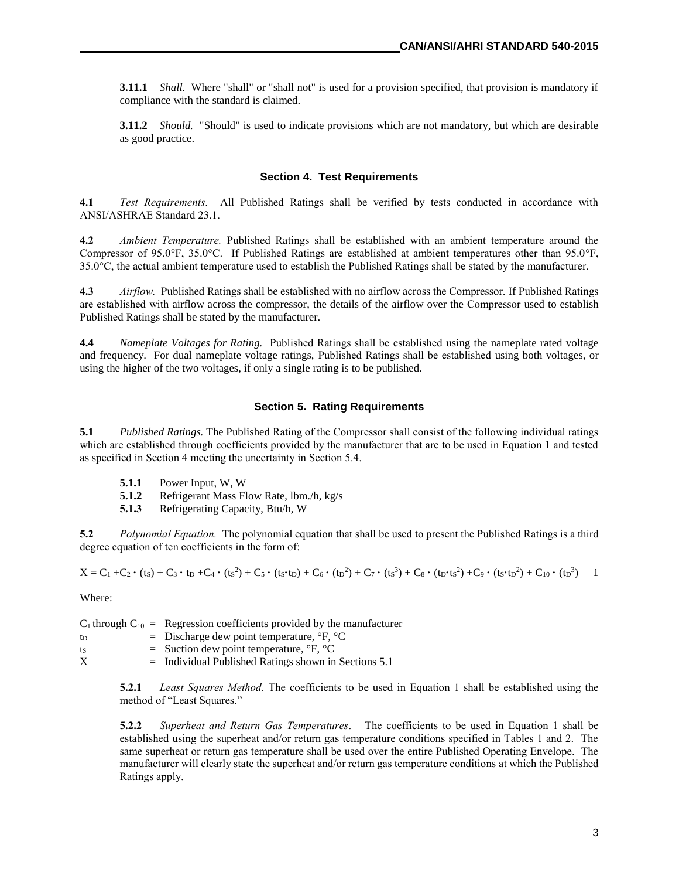**3.11.1** *Shall.* Where "shall" or "shall not" is used for a provision specified, that provision is mandatory if compliance with the standard is claimed.

**3.11.2** *Should.* "Should" is used to indicate provisions which are not mandatory, but which are desirable as good practice.

## Section 4. Test Requirements

**4.1** *Test Requirements*. All Published Ratings shall be verified by tests conducted in accordance with ANSI/ASHRAE Standard 23.1.

**4.2** *Ambient Temperature.* Published Ratings shall be established with an ambient temperature around the Compressor of 95.0°F, 35.0°C. If Published Ratings are established at ambient temperatures other than 95.0°F, 35.0°C, the actual ambient temperature used to establish the Published Ratings shall be stated by the manufacturer.

**4.3** *Airflow.* Published Ratings shall be established with no airflow across the Compressor. If Published Ratings are established with airflow across the compressor, the details of the airflow over the Compressor used to establish Published Ratings shall be stated by the manufacturer.

**4.4** *Nameplate Voltages for Rating.* Published Ratings shall be established using the nameplate rated voltage and frequency. For dual nameplate voltage ratings, Published Ratings shall be established using both voltages, or using the higher of the two voltages, if only a single rating is to be published.

## Section 5. Rating Requirements

**5.1** *Published Ratings.* The Published Rating of the Compressor shall consist of the following individual ratings which are established through coefficients provided by the manufacturer that are to be used in Equation 1 and tested as specified in Section 4 meeting the uncertainty in Section 5.4.

- **5.1.1** Power Input, W, W
- **5.1.2** Refrigerant Mass Flow Rate, lbm./h, kg/s
- **5.1.3** Refrigerating Capacity, Btu/h, W

**5.2** *Polynomial Equation.* The polynomial equation that shall be used to present the Published Ratings is a third degree equation of ten coefficients in the form of:

$$X = C_1 + C_2 \cdot (t_S) + C_3 \cdot t_D + C_4 \cdot (t_S^2) + C_5 \cdot (t_S \cdot t_D) + C_6 \cdot (t_D^2) + C_7 \cdot (t_S^3) + C_8 \cdot (t_D \cdot t_S^2) + C_9 \cdot (t_S \cdot t_D^2) + C_{10} \cdot (t_D^3) \qquad 1$$

Where:

$C_1$ through $C_{10}$ = Regression coefficients provided by the manufacturer
$t_D$ = Discharge dew point temperature, °F, °C
$t_S$ = Suction dew point temperature, °F, °C
$X$ = Individual Published Ratings shown in Sections 5.1

**5.2.1** *Least Squares Method.* The coefficients to be used in Equation 1 shall be established using the method of "Least Squares."

**5.2.2** *Superheat and Return Gas Temperatures*. The coefficients to be used in Equation 1 shall be established using the superheat and/or return gas temperature conditions specified in Tables 1 and 2. The same superheat or return gas temperature shall be used over the entire Published Operating Envelope. The manufacturer will clearly state the superheat and/or return gas temperature conditions at which the Published Ratings apply.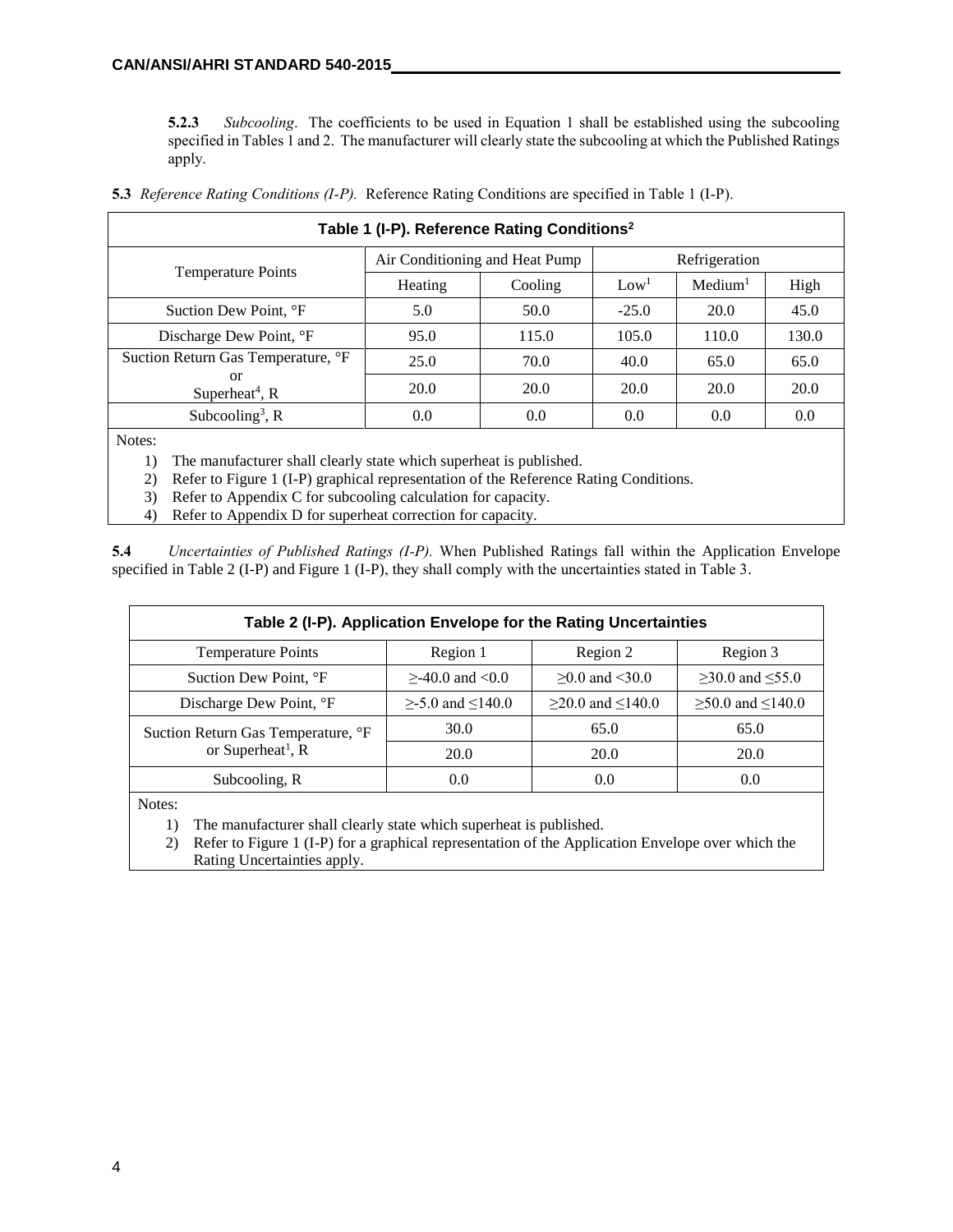**5.2.3** *Subcooling*. The coefficients to be used in Equation 1 shall be established using the subcooling specified in Tables 1 and 2. The manufacturer will clearly state the subcooling at which the Published Ratings apply.

**5.3** *Reference Rating Conditions (I-P).* Reference Rating Conditions are specified in Table 1 (I-P).

**Table 1 (I-P). Reference Rating Conditions[2]**

| Temperature Points | Air Conditioning and Heat Pump | | Refrigeration | | |
|---|---|---|---|---|---|
| | Heating | Cooling | Low[1] | Medium[1] | High |
| Suction Dew Point, °F | 5.0 | 50.0 | -25.0 | 20.0 | 45.0 |
| Discharge Dew Point, °F | 95.0 | 115.0 | 105.0 | 110.0 | 130.0 |
| Suction Return Gas Temperature, °F | 25.0 | 70.0 | 40.0 | 65.0 | 65.0 |
| or Superheat[4], R | 20.0 | 20.0 | 20.0 | 20.0 | 20.0 |
| Subcooling[3], R | 0.0 | 0.0 | 0.0 | 0.0 | 0.0 |

Notes:

1) The manufacturer shall clearly state which superheat is published.
2) Refer to Figure 1 (I-P) graphical representation of the Reference Rating Conditions.
3) Refer to Appendix C for subcooling calculation for capacity.
4) Refer to Appendix D for superheat correction for capacity.

**5.4** *Uncertainties of Published Ratings (I-P).* When Published Ratings fall within the Application Envelope specified in Table 2 (I-P) and Figure 1 (I-P), they shall comply with the uncertainties stated in Table 3.

**Table 2 (I-P). Application Envelope for the Rating Uncertainties**

| Temperature Points | Region 1 | Region 2 | Region 3 |
|---|---|---|---|
| Suction Dew Point, °F | ≥-40.0 and <0.0 | ≥0.0 and <30.0 | ≥30.0 and ≤55.0 |
| Discharge Dew Point, °F | ≥-5.0 and ≤140.0 | ≥20.0 and ≤140.0 | ≥50.0 and ≤140.0 |
| Suction Return Gas Temperature, °F | 30.0 | 65.0 | 65.0 |
| or Superheat[1], R | 20.0 | 20.0 | 20.0 |
| Subcooling, R | 0.0 | 0.0 | 0.0 |

Notes:

1) The manufacturer shall clearly state which superheat is published.
2) Refer to Figure 1 (I-P) for a graphical representation of the Application Envelope over which the Rating Uncertainties apply.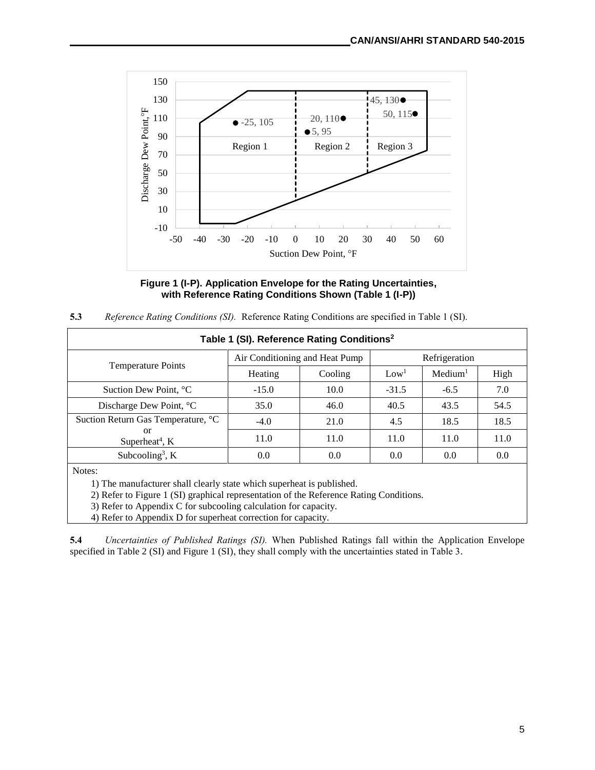**Figure 1 (I-P). Application Envelope for the Rating Uncertainties, with Reference Rating Conditions Shown (Table 1 (I-P))**

**5.3** *Reference Rating Conditions (SI).* Reference Rating Conditions are specified in Table 1 (SI).

| Table 1 (SI). Reference Rating Conditions[2] | | | | | |
|---|---|---|---|---|---|
| Temperature Points | Air Conditioning and Heat Pump | | Refrigeration | | |
| | Heating | Cooling | Low[1] | Medium[1] | High |
| Suction Dew Point, °C | -15.0 | 10.0 | -31.5 | -6.5 | 7.0 |
| Discharge Dew Point, °C | 35.0 | 46.0 | 40.5 | 43.5 | 54.5 |
| Suction Return Gas Temperature, °C | -4.0 | 21.0 | 4.5 | 18.5 | 18.5 |
| or Superheat[4], K | 11.0 | 11.0 | 11.0 | 11.0 | 11.0 |
| Subcooling[3], K | 0.0 | 0.0 | 0.0 | 0.0 | 0.0 |

Notes:

1) The manufacturer shall clearly state which superheat is published.
2) Refer to Figure 1 (SI) graphical representation of the Reference Rating Conditions.
3) Refer to Appendix C for subcooling calculation for capacity.
4) Refer to Appendix D for superheat correction for capacity.

**5.4** *Uncertainties of Published Ratings (SI).* When Published Ratings fall within the Application Envelope specified in Table 2 (SI) and Figure 1 (SI), they shall comply with the uncertainties stated in Table 3.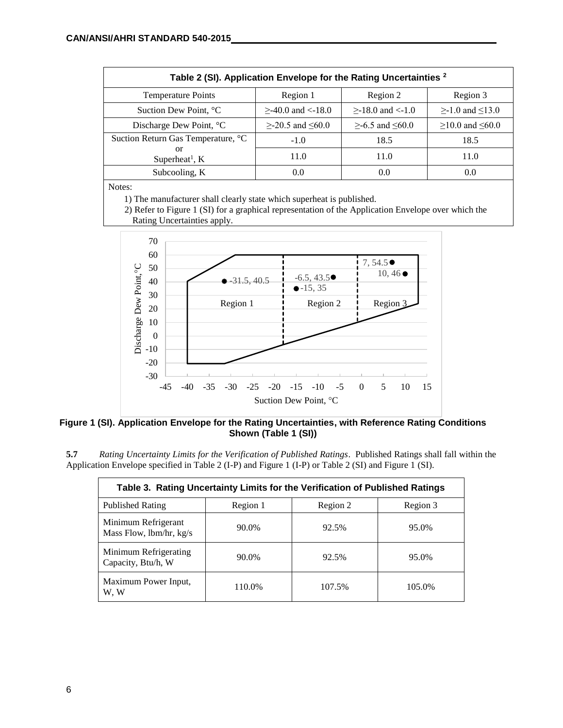| Table 2 (SI). Application Envelope for the Rating Uncertainties [2] | | | |
|---|---|---|---|
| Temperature Points | Region 1 | Region 2 | Region 3 |
| Suction Dew Point, °C | ≥-40.0 and <-18.0 | ≥-18.0 and <-1.0 | ≥-1.0 and ≤13.0 |
| Discharge Dew Point, °C | ≥-20.5 and ≤60.0 | ≥-6.5 and ≤60.0 | ≥10.0 and ≤60.0 |
| Suction Return Gas Temperature, °C | -1.0 | 18.5 | 18.5 |
| or Superheat[1], K | 11.0 | 11.0 | 11.0 |
| Subcooling, K | 0.0 | 0.0 | 0.0 |

Notes:

1) The manufacturer shall clearly state which superheat is published.

2) Refer to Figure 1 (SI) for a graphical representation of the Application Envelope over which the Rating Uncertainties apply.

**Figure 1 (SI). Application Envelope for the Rating Uncertainties, with Reference Rating Conditions Shown (Table 1 (SI))**

**5.7** *Rating Uncertainty Limits for the Verification of Published Ratings*. Published Ratings shall fall within the Application Envelope specified in Table 2 (I-P) and Figure 1 (I-P) or Table 2 (SI) and Figure 1 (SI).

| Table 3. Rating Uncertainty Limits for the Verification of Published Ratings | | | |
|---|---|---|---|
| Published Rating | Region 1 | Region 2 | Region 3 |
| Minimum Refrigerant Mass Flow, lbm/hr, kg/s | 90.0% | 92.5% | 95.0% |
| Minimum Refrigerating Capacity, Btu/h, W | 90.0% | 92.5% | 95.0% |
| Maximum Power Input, W, W | 110.0% | 107.5% | 105.0% |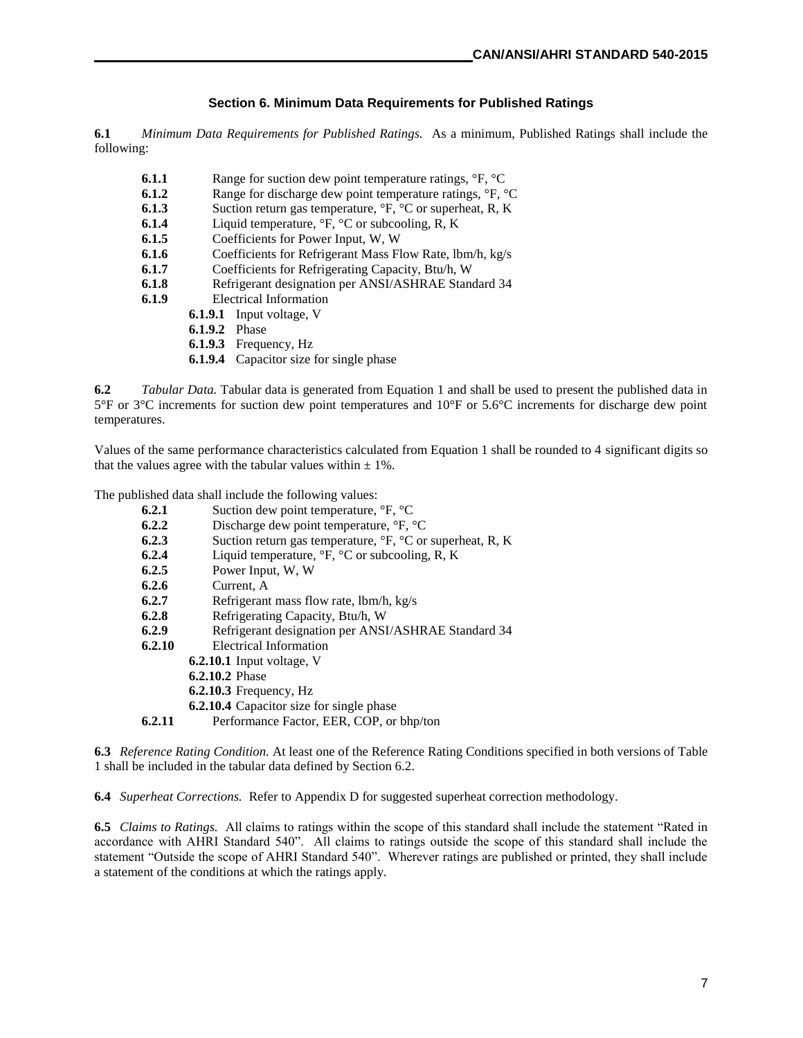## Section 6. Minimum Data Requirements for Published Ratings

**6.1** *Minimum Data Requirements for Published Ratings.* As a minimum, Published Ratings shall include the following:

- **6.1.1** Range for suction dew point temperature ratings, °F, °C
- **6.1.2** Range for discharge dew point temperature ratings, °F, °C
- **6.1.3** Suction return gas temperature, °F, °C or superheat, R, K
- **6.1.4** Liquid temperature, °F, °C or subcooling, R, K
- **6.1.5** Coefficients for Power Input, W, W
- **6.1.6** Coefficients for Refrigerant Mass Flow Rate, lbm/h, kg/s
- **6.1.7** Coefficients for Refrigerating Capacity, Btu/h, W
- **6.1.8** Refrigerant designation per ANSI/ASHRAE Standard 34
- **6.1.9** Electrical Information
  - **6.1.9.1** Input voltage, V
  - **6.1.9.2** Phase
  - **6.1.9.3** Frequency, Hz
  - **6.1.9.4** Capacitor size for single phase

**6.2** *Tabular Data.* Tabular data is generated from Equation 1 and shall be used to present the published data in 5°F or 3°C increments for suction dew point temperatures and 10°F or 5.6°C increments for discharge dew point temperatures.

Values of the same performance characteristics calculated from Equation 1 shall be rounded to 4 significant digits so that the values agree with the tabular values within ± 1%.

The published data shall include the following values:

- **6.2.1** Suction dew point temperature, °F, °C
- **6.2.2** Discharge dew point temperature, °F, °C
- **6.2.3** Suction return gas temperature, °F, °C or superheat, R, K
- **6.2.4** Liquid temperature, °F, °C or subcooling, R, K
- **6.2.5** Power Input, W, W
- **6.2.6** Current, A
- **6.2.7** Refrigerant mass flow rate, lbm/h, kg/s
- **6.2.8** Refrigerating Capacity, Btu/h, W
- **6.2.9** Refrigerant designation per ANSI/ASHRAE Standard 34
- **6.2.10** Electrical Information
  - **6.2.10.1** Input voltage, V
  - **6.2.10.2** Phase
  - **6.2.10.3** Frequency, Hz
  - **6.2.10.4** Capacitor size for single phase
- **6.2.11** Performance Factor, EER, COP, or bhp/ton

**6.3** *Reference Rating Condition.* At least one of the Reference Rating Conditions specified in both versions of Table 1 shall be included in the tabular data defined by Section 6.2.

**6.4** *Superheat Corrections.* Refer to Appendix D for suggested superheat correction methodology.

**6.5** *Claims to Ratings.* All claims to ratings within the scope of this standard shall include the statement "Rated in accordance with AHRI Standard 540". All claims to ratings outside the scope of this standard shall include the statement "Outside the scope of AHRI Standard 540". Wherever ratings are published or printed, they shall include a statement of the conditions at which the ratings apply.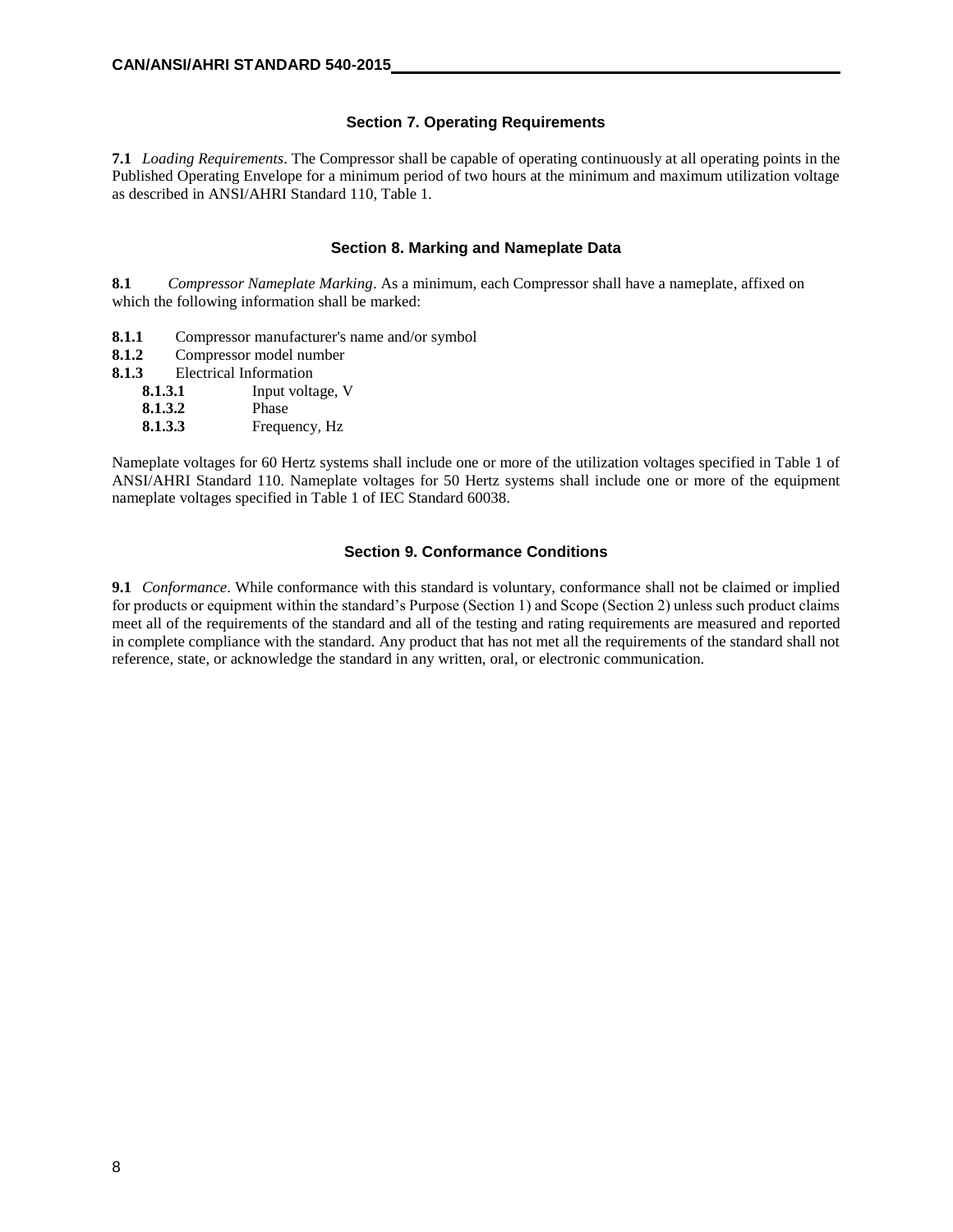## Section 7. Operating Requirements

**7.1** *Loading Requirements*. The Compressor shall be capable of operating continuously at all operating points in the Published Operating Envelope for a minimum period of two hours at the minimum and maximum utilization voltage as described in ANSI/AHRI Standard 110, Table 1.

## Section 8. Marking and Nameplate Data

**8.1** *Compressor Nameplate Marking*. As a minimum, each Compressor shall have a nameplate, affixed on which the following information shall be marked:

**8.1.1** Compressor manufacturer's name and/or symbol

**8.1.2** Compressor model number

**8.1.3** Electrical Information

- **8.1.3.1** Input voltage, V
- **8.1.3.2** Phase
- **8.1.3.3** Frequency, Hz

Nameplate voltages for 60 Hertz systems shall include one or more of the utilization voltages specified in Table 1 of ANSI/AHRI Standard 110. Nameplate voltages for 50 Hertz systems shall include one or more of the equipment nameplate voltages specified in Table 1 of IEC Standard 60038.

## Section 9. Conformance Conditions

**9.1** *Conformance*. While conformance with this standard is voluntary, conformance shall not be claimed or implied for products or equipment within the standard's Purpose (Section 1) and Scope (Section 2) unless such product claims meet all of the requirements of the standard and all of the testing and rating requirements are measured and reported in complete compliance with the standard. Any product that has not met all the requirements of the standard shall not reference, state, or acknowledge the standard in any written, oral, or electronic communication.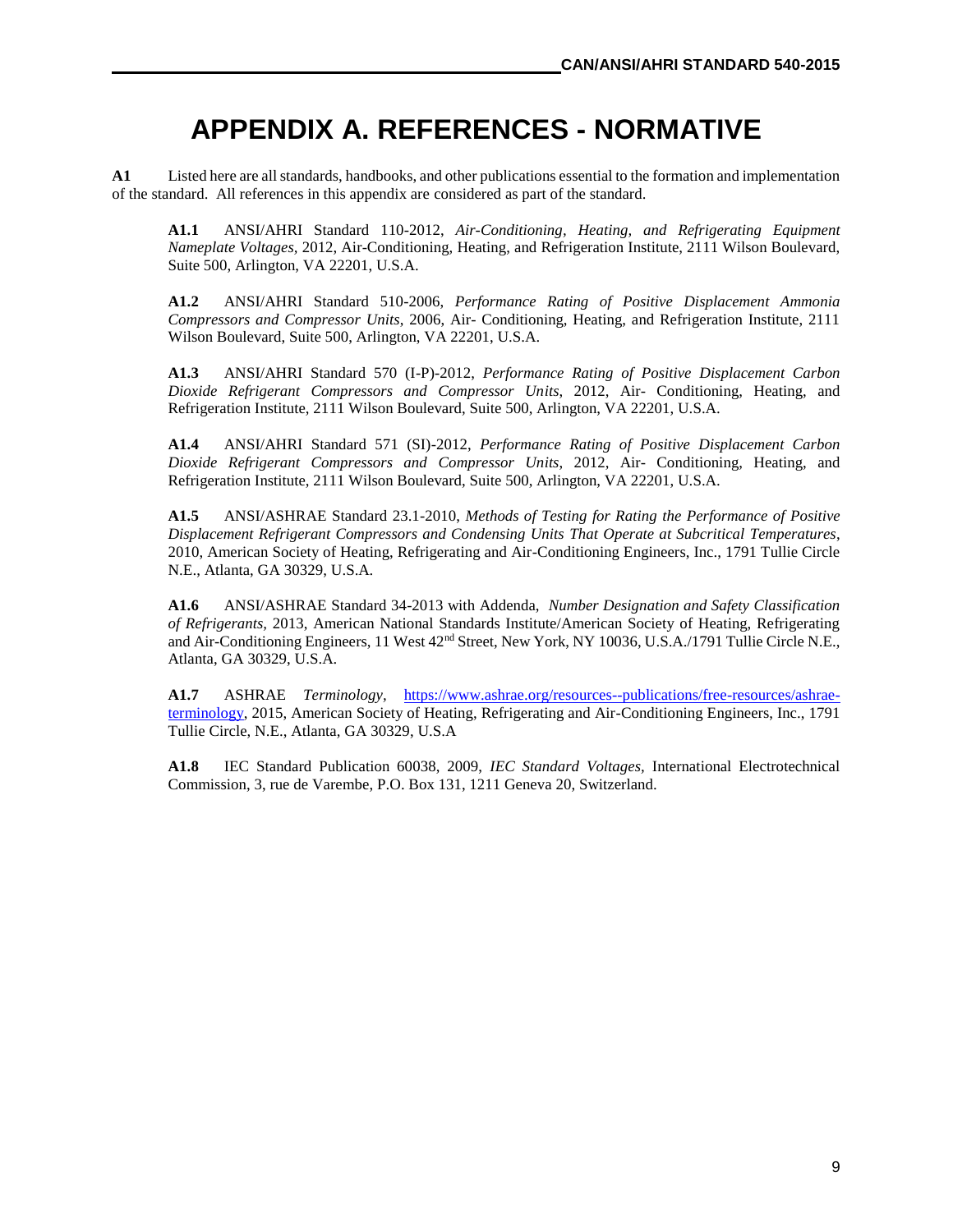# APPENDIX A. REFERENCES - NORMATIVE

**A1** Listed here are all standards, handbooks, and other publications essential to the formation and implementation of the standard. All references in this appendix are considered as part of the standard.

**A1.1** ANSI/AHRI Standard 110-2012, *Air-Conditioning, Heating, and Refrigerating Equipment Nameplate Voltages,* 2012, Air-Conditioning, Heating, and Refrigeration Institute, 2111 Wilson Boulevard, Suite 500, Arlington, VA 22201, U.S.A.

**A1.2** ANSI/AHRI Standard 510-2006, *Performance Rating of Positive Displacement Ammonia Compressors and Compressor Units*, 2006, Air- Conditioning, Heating, and Refrigeration Institute, 2111 Wilson Boulevard, Suite 500, Arlington, VA 22201, U.S.A.

**A1.3** ANSI/AHRI Standard 570 (I-P)-2012, *Performance Rating of Positive Displacement Carbon Dioxide Refrigerant Compressors and Compressor Units*, 2012, Air- Conditioning, Heating, and Refrigeration Institute, 2111 Wilson Boulevard, Suite 500, Arlington, VA 22201, U.S.A.

**A1.4** ANSI/AHRI Standard 571 (SI)-2012, *Performance Rating of Positive Displacement Carbon Dioxide Refrigerant Compressors and Compressor Units,* 2012, Air- Conditioning, Heating, and Refrigeration Institute, 2111 Wilson Boulevard, Suite 500, Arlington, VA 22201, U.S.A.

**A1.5** ANSI/ASHRAE Standard 23.1-2010, *Methods of Testing for Rating the Performance of Positive Displacement Refrigerant Compressors and Condensing Units That Operate at Subcritical Temperatures*, 2010, American Society of Heating, Refrigerating and Air-Conditioning Engineers, Inc., 1791 Tullie Circle N.E., Atlanta, GA 30329, U.S.A.

**A1.6** ANSI/ASHRAE Standard 34-2013 with Addenda, *Number Designation and Safety Classification of Refrigerants,* 2013, American National Standards Institute/American Society of Heating, Refrigerating and Air-Conditioning Engineers, 11 West 42nd Street, New York, NY 10036, U.S.A./1791 Tullie Circle N.E., Atlanta, GA 30329, U.S.A.

**A1.7** ASHRAE *Terminology,* https://www.ashrae.org/resources--publications/free-resources/ashrae-terminology, 2015, American Society of Heating, Refrigerating and Air-Conditioning Engineers, Inc., 1791 Tullie Circle, N.E., Atlanta, GA 30329, U.S.A

**A1.8** IEC Standard Publication 60038, 2009, *IEC Standard Voltages,* International Electrotechnical Commission, 3, rue de Varembe, P.O. Box 131, 1211 Geneva 20, Switzerland.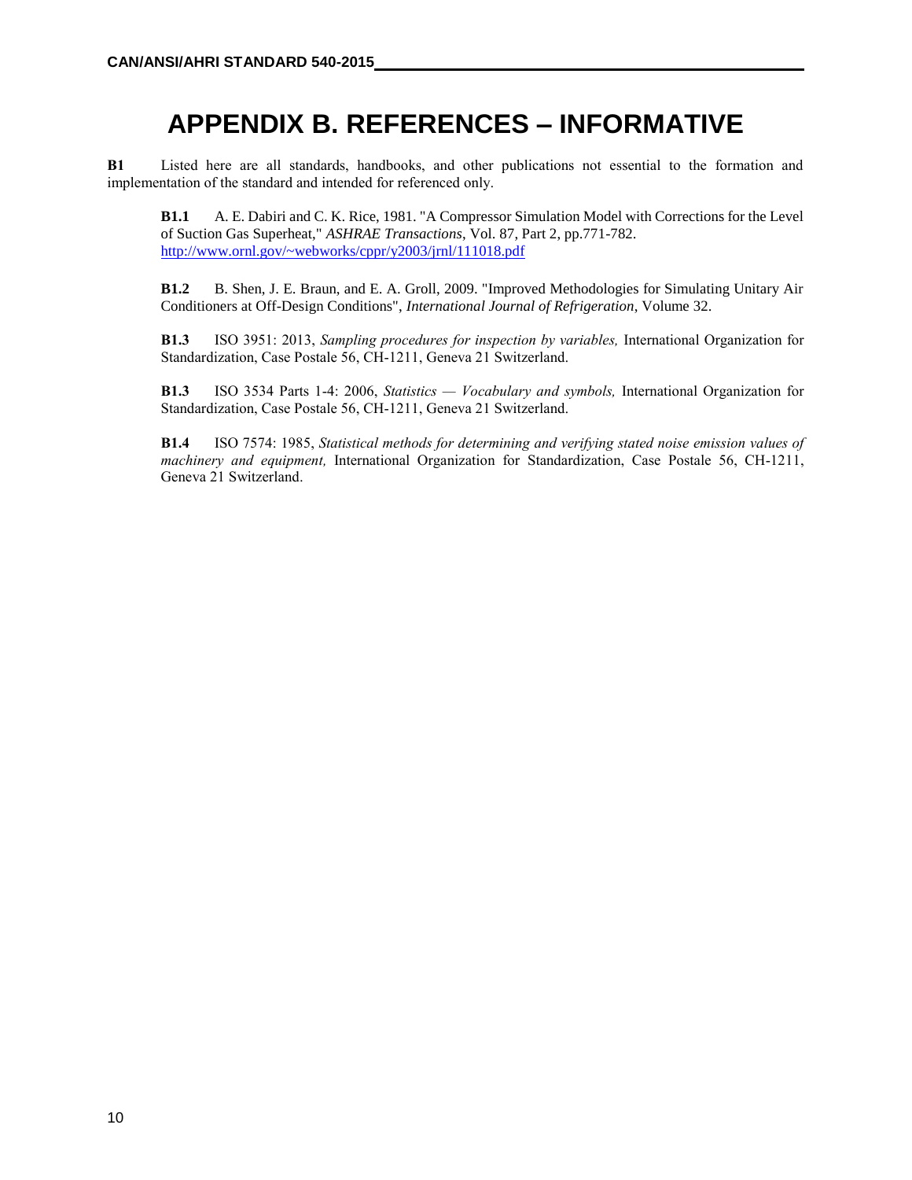# APPENDIX B. REFERENCES – INFORMATIVE

**B1** Listed here are all standards, handbooks, and other publications not essential to the formation and implementation of the standard and intended for referenced only.

**B1.1** A. E. Dabiri and C. K. Rice, 1981. "A Compressor Simulation Model with Corrections for the Level of Suction Gas Superheat," *ASHRAE Transactions*, Vol. 87, Part 2, pp.771-782. http://www.ornl.gov/~webworks/cppr/y2003/jrnl/111018.pdf

**B1.2** B. Shen, J. E. Braun, and E. A. Groll, 2009. "Improved Methodologies for Simulating Unitary Air Conditioners at Off-Design Conditions", *International Journal of Refrigeration*, Volume 32.

**B1.3** ISO 3951: 2013, *Sampling procedures for inspection by variables,* International Organization for Standardization, Case Postale 56, CH-1211, Geneva 21 Switzerland.

**B1.3** ISO 3534 Parts 1-4: 2006, *Statistics — Vocabulary and symbols,* International Organization for Standardization, Case Postale 56, CH-1211, Geneva 21 Switzerland.

**B1.4** ISO 7574: 1985, *Statistical methods for determining and verifying stated noise emission values of machinery and equipment,* International Organization for Standardization, Case Postale 56, CH-1211, Geneva 21 Switzerland.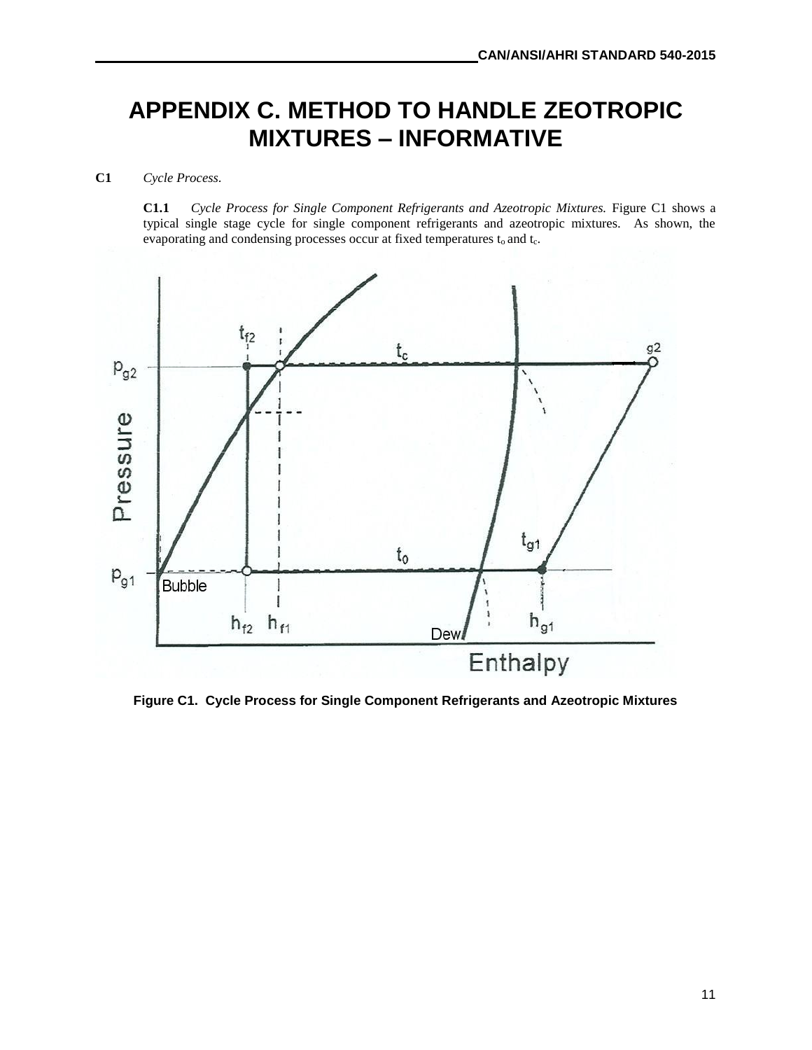# APPENDIX C. METHOD TO HANDLE ZEOTROPIC MIXTURES – INFORMATIVE

**C1** *Cycle Process.*

**C1.1** *Cycle Process for Single Component Refrigerants and Azeotropic Mixtures.* Figure C1 shows a typical single stage cycle for single component refrigerants and azeotropic mixtures. As shown, the evaporating and condensing processes occur at fixed temperatures $t_o$ and $t_c$.

**Figure C1. Cycle Process for Single Component Refrigerants and Azeotropic Mixtures**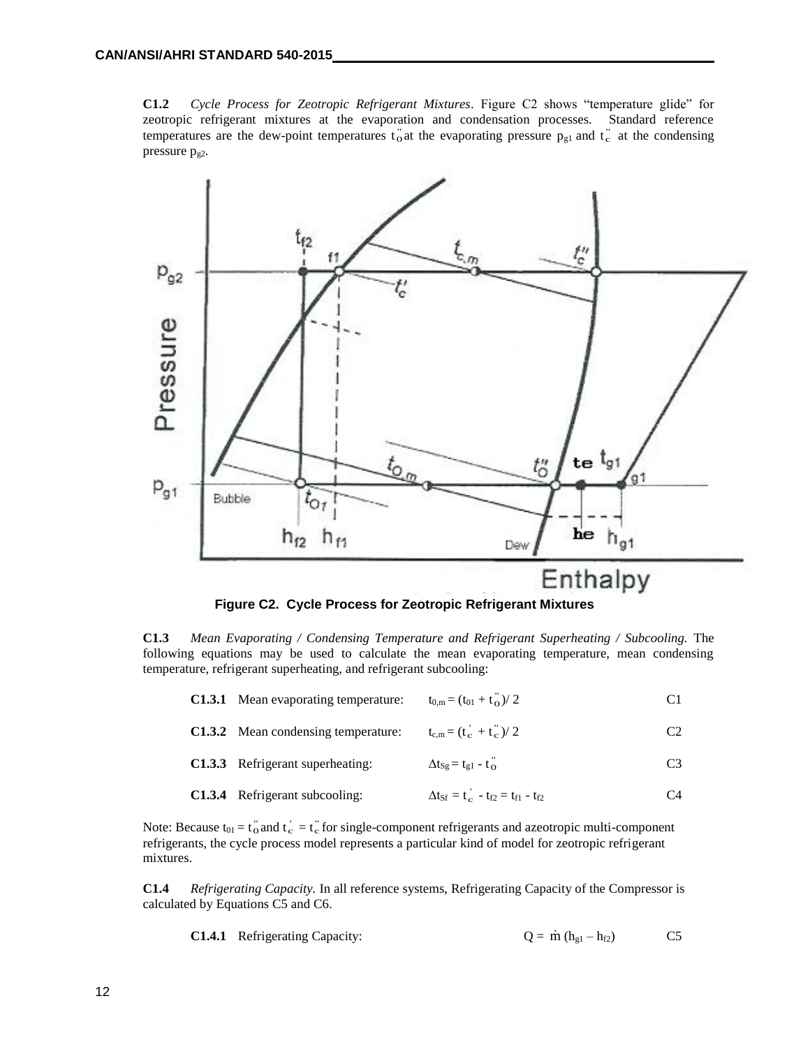**C1.2** *Cycle Process for Zeotropic Refrigerant Mixtures*. Figure C2 shows "temperature glide" for zeotropic refrigerant mixtures at the evaporation and condensation processes. Standard reference temperatures are the dew-point temperatures $t''_O$ at the evaporating pressure $p_{g1}$ and $t''_c$ at the condensing pressure $p_{g2}$.

**Figure C2. Cycle Process for Zeotropic Refrigerant Mixtures**

**C1.3** *Mean Evaporating / Condensing Temperature and Refrigerant Superheating / Subcooling.* The following equations may be used to calculate the mean evaporating temperature, mean condensing temperature, refrigerant superheating, and refrigerant subcooling:

**C1.3.1** Mean evaporating temperature: $t_{0,m} = (t_{01} + t''_O)/ 2$ (C1)

**C1.3.2** Mean condensing temperature: $t_{c,m} = (t'_c + t''_c)/ 2$ (C2)

**C1.3.3** Refrigerant superheating: $\Delta ts_g = t_{g1} - t''_O$ (C3)

**C1.3.4** Refrigerant subcooling: $\Delta t_{Sf} = t'_c - t_{f2} = t_{f1} - t_{f2}$ (C4)

Note: Because $t_{01} = t''_O$ and $t'_c = t''_c$ for single-component refrigerants and azeotropic multi-component refrigerants, the cycle process model represents a particular kind of model for zeotropic refrigerant mixtures.

**C1.4** *Refrigerating Capacity.* In all reference systems, Refrigerating Capacity of the Compressor is calculated by Equations C5 and C6.

**C1.4.1** Refrigerating Capacity: $Q = \dot{m}\,(h_{g1} - h_{f2})$ (C5)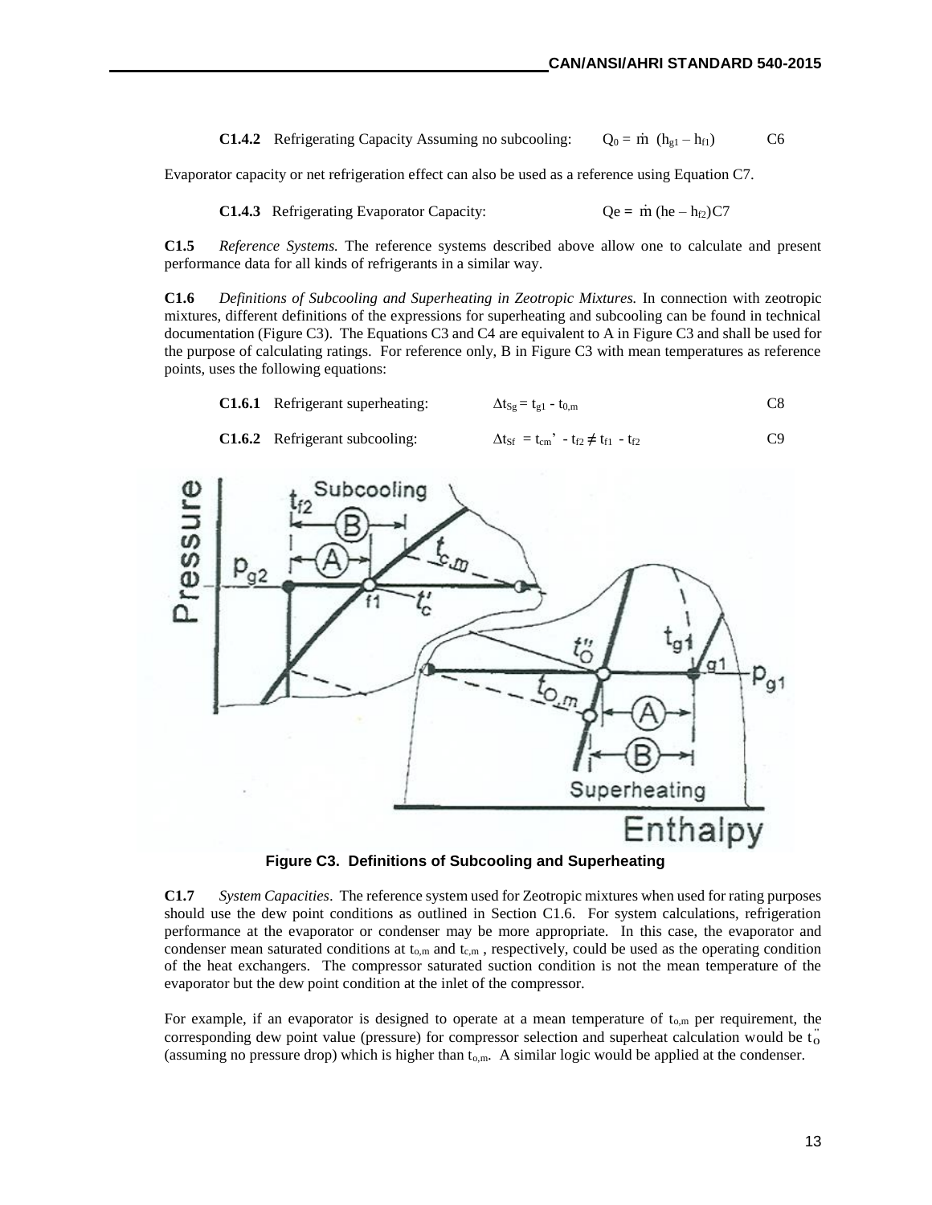**C1.4.2** Refrigerating Capacity Assuming no subcooling: $Q_0 = \dot{m}\ (h_{g1} - h_{f1})$ C6

Evaporator capacity or net refrigeration effect can also be used as a reference using Equation C7.

**C1.4.3** Refrigerating Evaporator Capacity: $Qe = \dot{m}\ (he - h_{f2})$C7

**C1.5** *Reference Systems.* The reference systems described above allow one to calculate and present performance data for all kinds of refrigerants in a similar way.

**C1.6** *Definitions of Subcooling and Superheating in Zeotropic Mixtures.* In connection with zeotropic mixtures, different definitions of the expressions for superheating and subcooling can be found in technical documentation (Figure C3). The Equations C3 and C4 are equivalent to A in Figure C3 and shall be used for the purpose of calculating ratings. For reference only, B in Figure C3 with mean temperatures as reference points, uses the following equations:

**C1.6.1** Refrigerant superheating: $\Delta t_{Sg} = t_{g1} - t_{0,m}$ C8

**C1.6.2** Refrigerant subcooling: $\Delta t_{Sf} = t_{cm}' - t_{f2} \neq t_{f1} - t_{f2}$ C9

**Figure C3. Definitions of Subcooling and Superheating**

**C1.7** *System Capacities*. The reference system used for Zeotropic mixtures when used for rating purposes should use the dew point conditions as outlined in Section C1.6. For system calculations, refrigeration performance at the evaporator or condenser may be more appropriate. In this case, the evaporator and condenser mean saturated conditions at $t_{o,m}$ and $t_{c,m}$ , respectively, could be used as the operating condition of the heat exchangers. The compressor saturated suction condition is not the mean temperature of the evaporator but the dew point condition at the inlet of the compressor.

For example, if an evaporator is designed to operate at a mean temperature of $t_{o,m}$ per requirement, the corresponding dew point value (pressure) for compressor selection and superheat calculation would be $t_o''$ (assuming no pressure drop) which is higher than $t_{o,m}$. A similar logic would be applied at the condenser.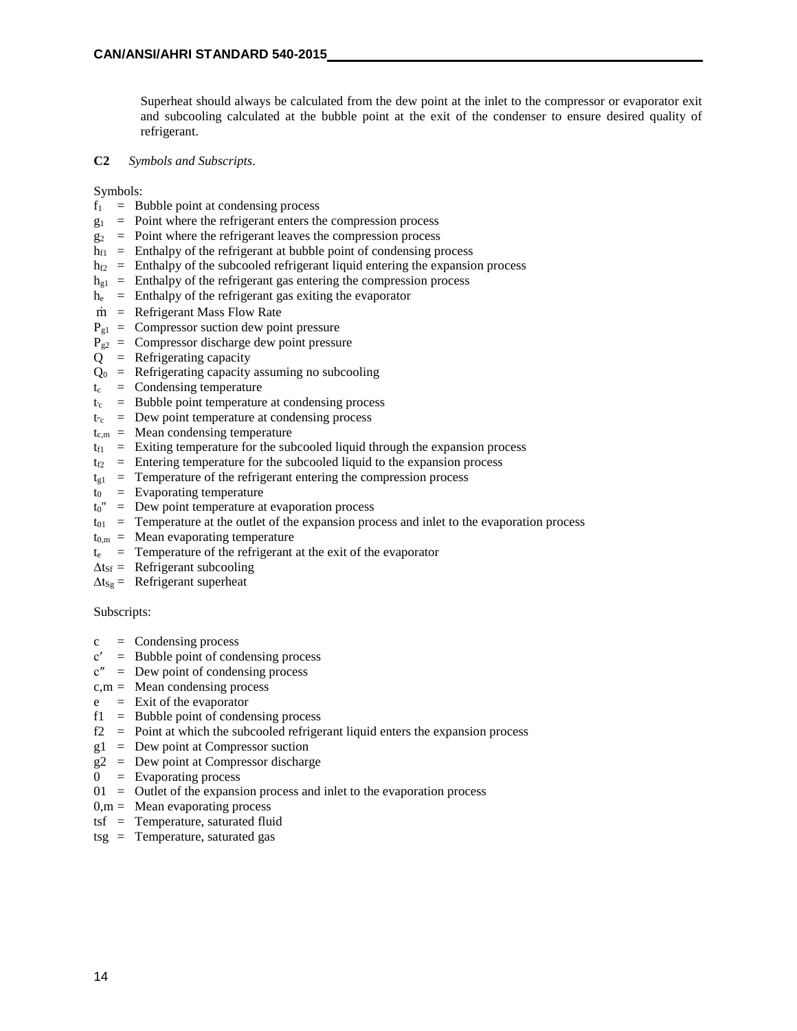Superheat should always be calculated from the dew point at the inlet to the compressor or evaporator exit and subcooling calculated at the bubble point at the exit of the condenser to ensure desired quality of refrigerant.

**C2** *Symbols and Subscripts*.

Symbols:

- $f_1$ = Bubble point at condensing process
- $g_1$ = Point where the refrigerant enters the compression process
- $g_2$ = Point where the refrigerant leaves the compression process
- $h_{f1}$ = Enthalpy of the refrigerant at bubble point of condensing process
- $h_{f2}$ = Enthalpy of the subcooled refrigerant liquid entering the expansion process
- $h_{g1}$ = Enthalpy of the refrigerant gas entering the compression process
- $h_e$ = Enthalpy of the refrigerant gas exiting the evaporator
- $\dot{m}$ = Refrigerant Mass Flow Rate
- $P_{g1}$ = Compressor suction dew point pressure
- $P_{g2}$ = Compressor discharge dew point pressure
- $Q$ = Refrigerating capacity
- $Q_0$ = Refrigerating capacity assuming no subcooling
- $t_c$ = Condensing temperature
- $t'_c$ = Bubble point temperature at condensing process
- $t''_c$ = Dew point temperature at condensing process
- $t_{c,m}$ = Mean condensing temperature
- $t_{f1}$ = Exiting temperature for the subcooled liquid through the expansion process
- $t_{f2}$ = Entering temperature for the subcooled liquid to the expansion process
- $t_{g1}$ = Temperature of the refrigerant entering the compression process
- $t_0$ = Evaporating temperature
- $t_0''$ = Dew point temperature at evaporation process
- $t_{01}$ = Temperature at the outlet of the expansion process and inlet to the evaporation process
- $t_{0,m}$ = Mean evaporating temperature
- $t_e$ = Temperature of the refrigerant at the exit of the evaporator
- $\Delta t_{Sf}$ = Refrigerant subcooling
- $\Delta t_{Sg}$ = Refrigerant superheat

Subscripts:

- c = Condensing process
- c′ = Bubble point of condensing process
- c″ = Dew point of condensing process
- c,m = Mean condensing process
- e = Exit of the evaporator
- f1 = Bubble point of condensing process
- f2 = Point at which the subcooled refrigerant liquid enters the expansion process
- g1 = Dew point at Compressor suction
- g2 = Dew point at Compressor discharge
- 0 = Evaporating process
- 01 = Outlet of the expansion process and inlet to the evaporation process
- 0,m = Mean evaporating process
- tsf = Temperature, saturated fluid
- tsg = Temperature, saturated gas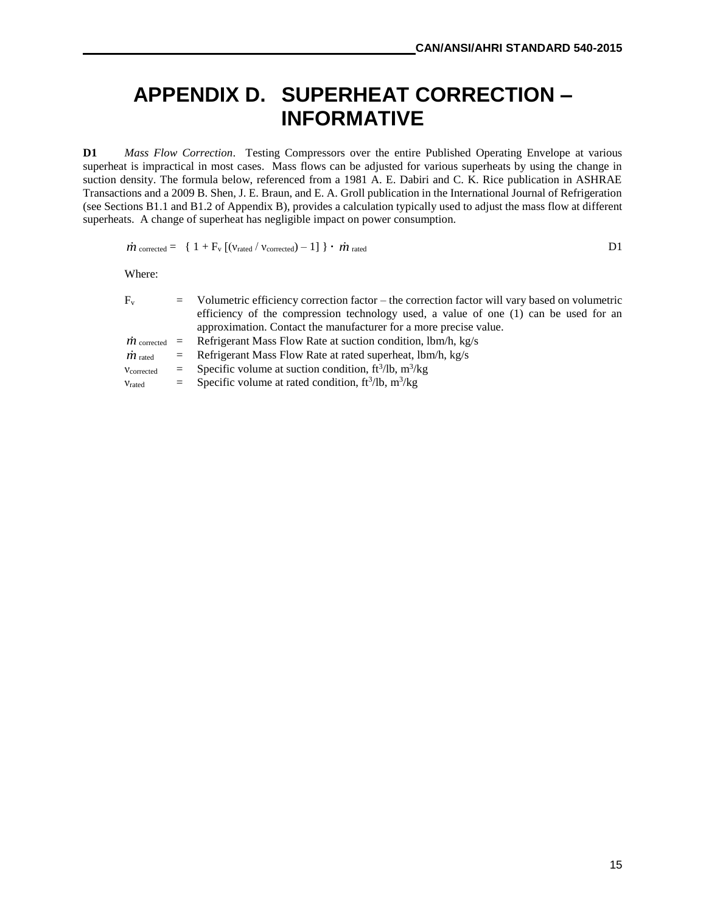# APPENDIX D. SUPERHEAT CORRECTION – INFORMATIVE

**D1** *Mass Flow Correction*. Testing Compressors over the entire Published Operating Envelope at various superheat is impractical in most cases. Mass flows can be adjusted for various superheats by using the change in suction density. The formula below, referenced from a 1981 A. E. Dabiri and C. K. Rice publication in ASHRAE Transactions and a 2009 B. Shen, J. E. Braun, and E. A. Groll publication in the International Journal of Refrigeration (see Sections B1.1 and B1.2 of Appendix B), provides a calculation typically used to adjust the mass flow at different superheats. A change of superheat has negligible impact on power consumption.

$$\dot{m}_{corrected} = \{ 1 + F_v [(\nu_{rated} / \nu_{corrected}) - 1] \} \cdot \dot{m}_{rated} \quad \text{D1}$$

Where:

| | | |
|---|---|---|
| $F_v$ | = | Volumetric efficiency correction factor – the correction factor will vary based on volumetric efficiency of the compression technology used, a value of one (1) can be used for an approximation. Contact the manufacturer for a more precise value. |
| $\dot{m}_{corrected}$ | = | Refrigerant Mass Flow Rate at suction condition, lbm/h, kg/s |
| $\dot{m}_{rated}$ | = | Refrigerant Mass Flow Rate at rated superheat, lbm/h, kg/s |
| $\nu_{corrected}$ | = | Specific volume at suction condition, $ft^3/lb$, $m^3/kg$ |
| $\nu_{rated}$ | = | Specific volume at rated condition, $ft^3/lb$, $m^3/kg$ |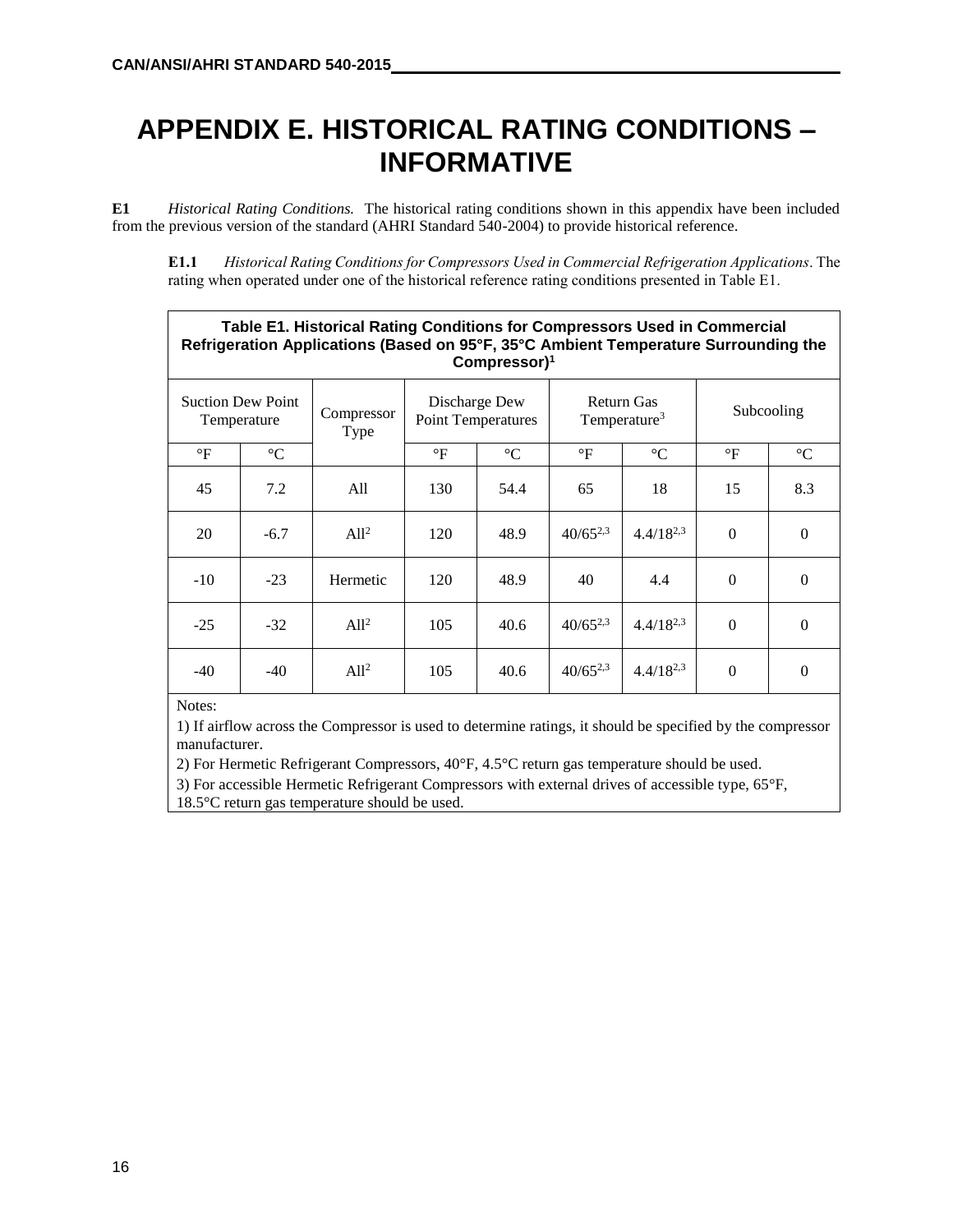# APPENDIX E. HISTORICAL RATING CONDITIONS – INFORMATIVE

**E1** *Historical Rating Conditions.* The historical rating conditions shown in this appendix have been included from the previous version of the standard (AHRI Standard 540-2004) to provide historical reference.

**E1.1** *Historical Rating Conditions for Compressors Used in Commercial Refrigeration Applications*. The rating when operated under one of the historical reference rating conditions presented in Table E1.

**Table E1. Historical Rating Conditions for Compressors Used in Commercial Refrigeration Applications (Based on 95°F, 35°C Ambient Temperature Surrounding the Compressor)[1]**

| Suction Dew Point Temperature | | Compressor Type | Discharge Dew Point Temperatures | | Return Gas Temperature[3] | | Subcooling | |
|---|---|---|---|---|---|---|---|---|
| °F | °C | | °F | °C | °F | °C | °F | °C |
| 45 | 7.2 | All | 130 | 54.4 | 65 | 18 | 15 | 8.3 |
| 20 | -6.7 | All[2] | 120 | 48.9 | 40/65[2,3] | 4.4/18[2,3] | 0 | 0 |
| -10 | -23 | Hermetic | 120 | 48.9 | 40 | 4.4 | 0 | 0 |
| -25 | -32 | All[2] | 105 | 40.6 | 40/65[2,3] | 4.4/18[2,3] | 0 | 0 |
| -40 | -40 | All[2] | 105 | 40.6 | 40/65[2,3] | 4.4/18[2,3] | 0 | 0 |

Notes:

1) If airflow across the Compressor is used to determine ratings, it should be specified by the compressor manufacturer.

2) For Hermetic Refrigerant Compressors, 40°F, 4.5°C return gas temperature should be used.

3) For accessible Hermetic Refrigerant Compressors with external drives of accessible type, 65°F, 18.5°C return gas temperature should be used.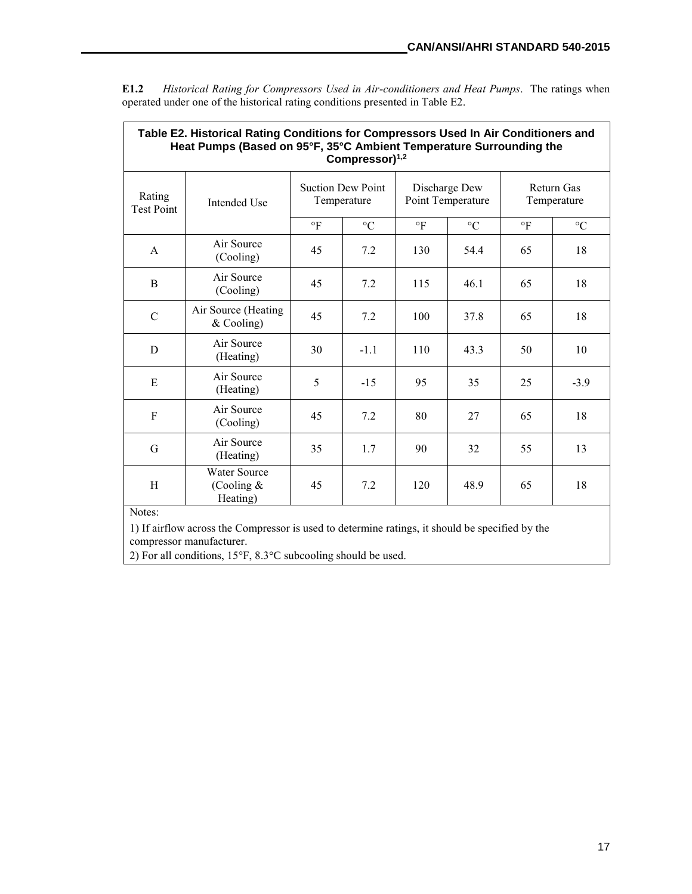**E1.2** *Historical Rating for Compressors Used in Air-conditioners and Heat Pumps*. The ratings when operated under one of the historical rating conditions presented in Table E2.

**Table E2. Historical Rating Conditions for Compressors Used In Air Conditioners and Heat Pumps (Based on 95°F, 35°C Ambient Temperature Surrounding the Compressor)[1,2]**

| Rating Test Point | Intended Use | Suction Dew Point Temperature | | Discharge Dew Point Temperature | | Return Gas Temperature | |
|---|---|---|---|---|---|---|---|
| | | °F | °C | °F | °C | °F | °C |
| A | Air Source (Cooling) | 45 | 7.2 | 130 | 54.4 | 65 | 18 |
| B | Air Source (Cooling) | 45 | 7.2 | 115 | 46.1 | 65 | 18 |
| C | Air Source (Heating & Cooling) | 45 | 7.2 | 100 | 37.8 | 65 | 18 |
| D | Air Source (Heating) | 30 | -1.1 | 110 | 43.3 | 50 | 10 |
| E | Air Source (Heating) | 5 | -15 | 95 | 35 | 25 | -3.9 |
| F | Air Source (Cooling) | 45 | 7.2 | 80 | 27 | 65 | 18 |
| G | Air Source (Heating) | 35 | 1.7 | 90 | 32 | 55 | 13 |
| H | Water Source (Cooling & Heating) | 45 | 7.2 | 120 | 48.9 | 65 | 18 |

Notes:

1) If airflow across the Compressor is used to determine ratings, it should be specified by the compressor manufacturer.

2) For all conditions, 15°F, 8.3°C subcooling should be used.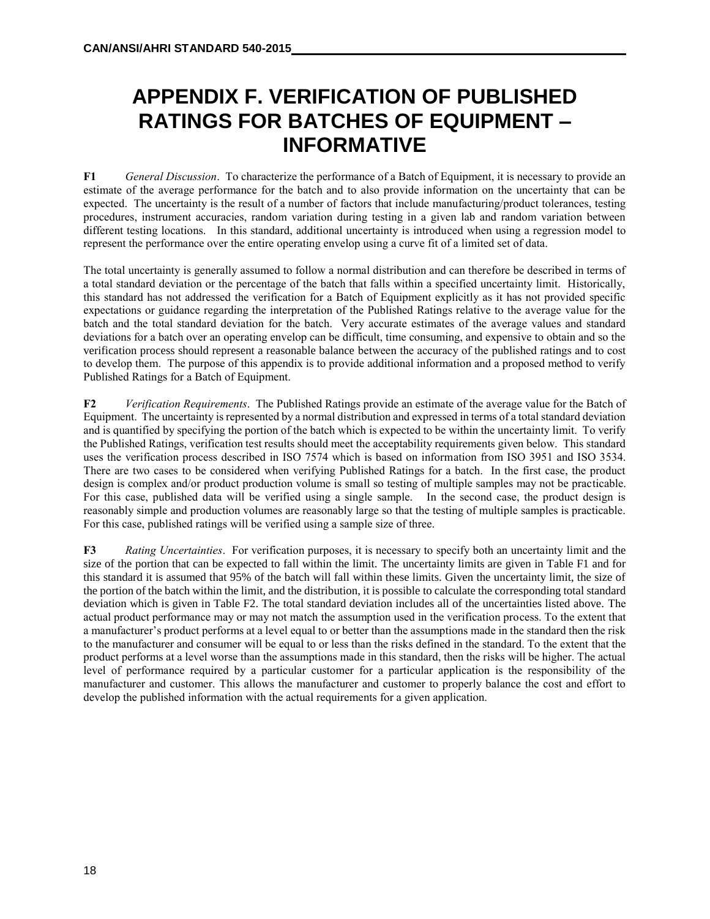# APPENDIX F. VERIFICATION OF PUBLISHED RATINGS FOR BATCHES OF EQUIPMENT – INFORMATIVE

**F1** *General Discussion*. To characterize the performance of a Batch of Equipment, it is necessary to provide an estimate of the average performance for the batch and to also provide information on the uncertainty that can be expected. The uncertainty is the result of a number of factors that include manufacturing/product tolerances, testing procedures, instrument accuracies, random variation during testing in a given lab and random variation between different testing locations. In this standard, additional uncertainty is introduced when using a regression model to represent the performance over the entire operating envelop using a curve fit of a limited set of data.

The total uncertainty is generally assumed to follow a normal distribution and can therefore be described in terms of a total standard deviation or the percentage of the batch that falls within a specified uncertainty limit. Historically, this standard has not addressed the verification for a Batch of Equipment explicitly as it has not provided specific expectations or guidance regarding the interpretation of the Published Ratings relative to the average value for the batch and the total standard deviation for the batch. Very accurate estimates of the average values and standard deviations for a batch over an operating envelop can be difficult, time consuming, and expensive to obtain and so the verification process should represent a reasonable balance between the accuracy of the published ratings and to cost to develop them. The purpose of this appendix is to provide additional information and a proposed method to verify Published Ratings for a Batch of Equipment.

**F2** *Verification Requirements*. The Published Ratings provide an estimate of the average value for the Batch of Equipment. The uncertainty is represented by a normal distribution and expressed in terms of a total standard deviation and is quantified by specifying the portion of the batch which is expected to be within the uncertainty limit. To verify the Published Ratings, verification test results should meet the acceptability requirements given below. This standard uses the verification process described in ISO 7574 which is based on information from ISO 3951 and ISO 3534. There are two cases to be considered when verifying Published Ratings for a batch. In the first case, the product design is complex and/or product production volume is small so testing of multiple samples may not be practicable. For this case, published data will be verified using a single sample. In the second case, the product design is reasonably simple and production volumes are reasonably large so that the testing of multiple samples is practicable. For this case, published ratings will be verified using a sample size of three.

**F3** *Rating Uncertainties*. For verification purposes, it is necessary to specify both an uncertainty limit and the size of the portion that can be expected to fall within the limit. The uncertainty limits are given in Table F1 and for this standard it is assumed that 95% of the batch will fall within these limits. Given the uncertainty limit, the size of the portion of the batch within the limit, and the distribution, it is possible to calculate the corresponding total standard deviation which is given in Table F2. The total standard deviation includes all of the uncertainties listed above. The actual product performance may or may not match the assumption used in the verification process. To the extent that a manufacturer's product performs at a level equal to or better than the assumptions made in the standard then the risk to the manufacturer and consumer will be equal to or less than the risks defined in the standard. To the extent that the product performs at a level worse than the assumptions made in this standard, then the risks will be higher. The actual level of performance required by a particular customer for a particular application is the responsibility of the manufacturer and customer. This allows the manufacturer and customer to properly balance the cost and effort to develop the published information with the actual requirements for a given application.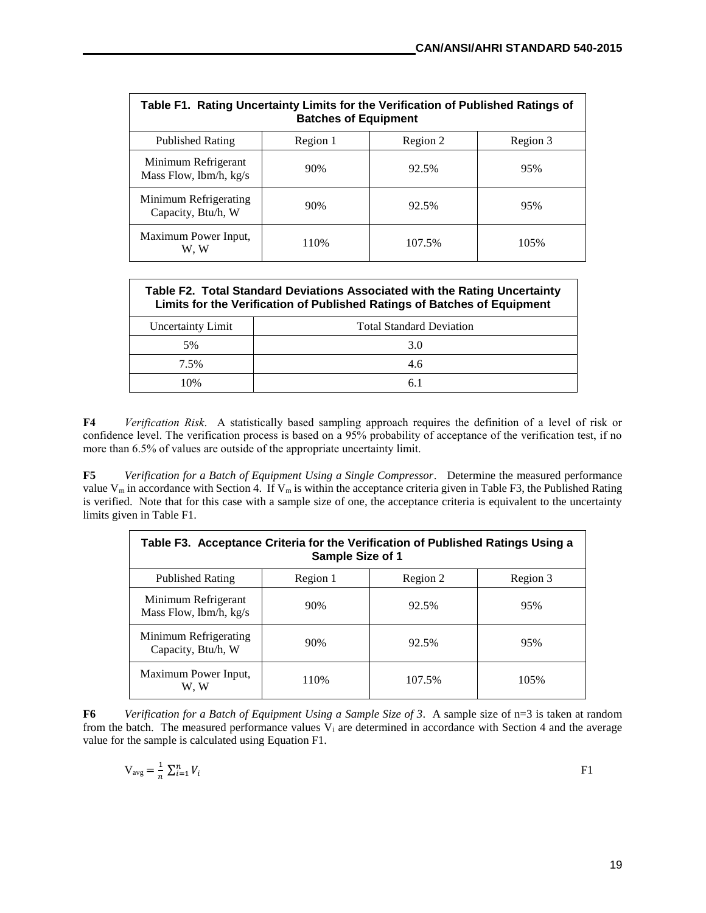| Table F1. Rating Uncertainty Limits for the Verification of Published Ratings of Batches of Equipment | | | |
|---|---|---|---|
| Published Rating | Region 1 | Region 2 | Region 3 |
| Minimum Refrigerant Mass Flow, lbm/h, kg/s | 90% | 92.5% | 95% |
| Minimum Refrigerating Capacity, Btu/h, W | 90% | 92.5% | 95% |
| Maximum Power Input, W, W | 110% | 107.5% | 105% |

| Table F2. Total Standard Deviations Associated with the Rating Uncertainty Limits for the Verification of Published Ratings of Batches of Equipment | |
|---|---|
| Uncertainty Limit | Total Standard Deviation |
| 5% | 3.0 |
| 7.5% | 4.6 |
| 10% | 6.1 |

**F4** *Verification Risk*. A statistically based sampling approach requires the definition of a level of risk or confidence level. The verification process is based on a 95% probability of acceptance of the verification test, if no more than 6.5% of values are outside of the appropriate uncertainty limit.

**F5** *Verification for a Batch of Equipment Using a Single Compressor*. Determine the measured performance value $V_m$ in accordance with Section 4. If $V_m$ is within the acceptance criteria given in Table F3, the Published Rating is verified. Note that for this case with a sample size of one, the acceptance criteria is equivalent to the uncertainty limits given in Table F1.

| Table F3. Acceptance Criteria for the Verification of Published Ratings Using a Sample Size of 1 | | | |
|---|---|---|---|
| Published Rating | Region 1 | Region 2 | Region 3 |
| Minimum Refrigerant Mass Flow, lbm/h, kg/s | 90% | 92.5% | 95% |
| Minimum Refrigerating Capacity, Btu/h, W | 90% | 92.5% | 95% |
| Maximum Power Input, W, W | 110% | 107.5% | 105% |

**F6** *Verification for a Batch of Equipment Using a Sample Size of 3*. A sample size of n=3 is taken at random from the batch. The measured performance values $V_i$ are determined in accordance with Section 4 and the average value for the sample is calculated using Equation F1.

$$V_{avg} = \frac{1}{n}\sum_{i=1}^{n} V_i \qquad \text{F1}$$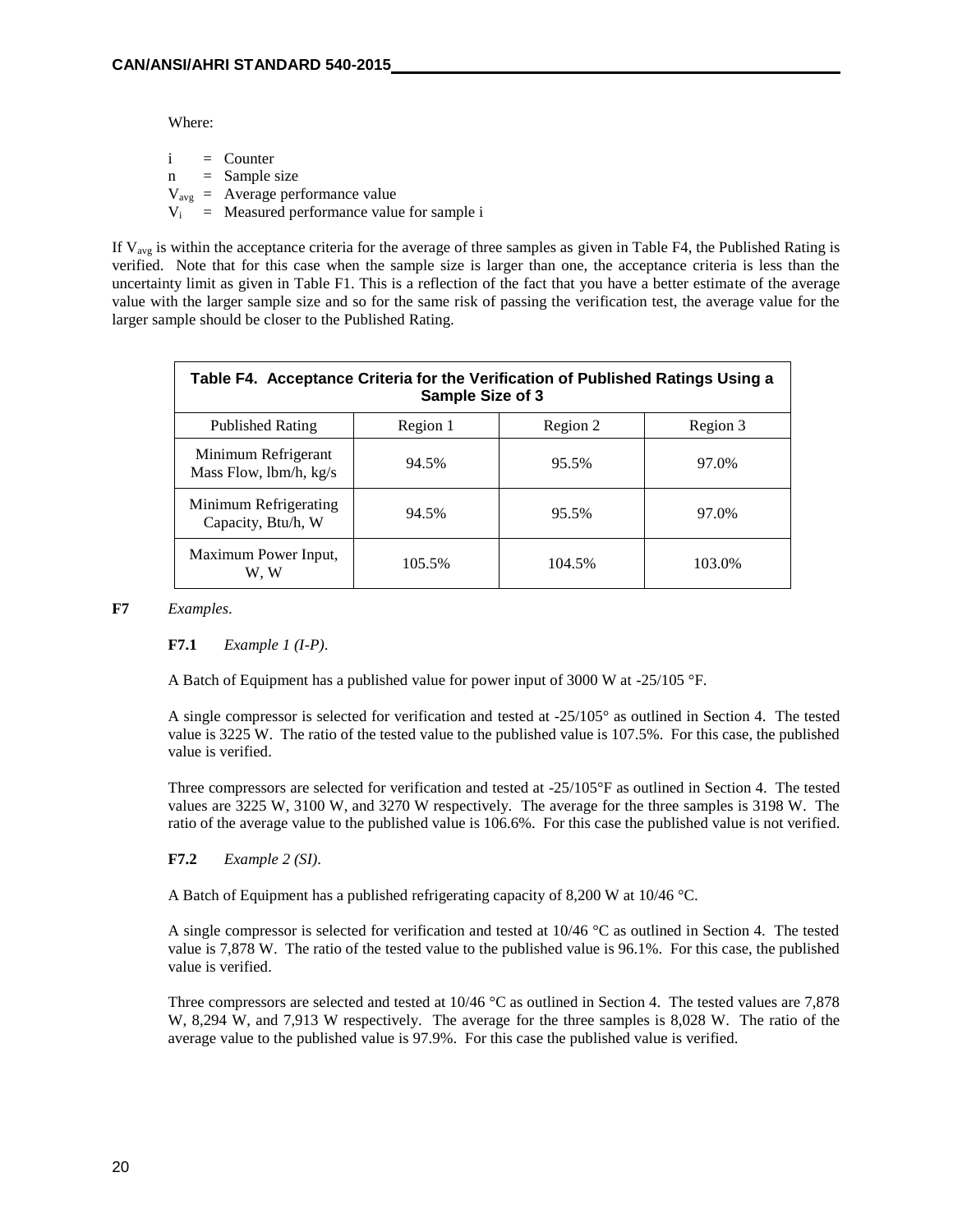Where:

| | | |
|---|---|---|
| i | = | Counter |
| n | = | Sample size |
| $V_{avg}$ | = | Average performance value |
| $V_i$ | = | Measured performance value for sample i |

If $V_{avg}$ is within the acceptance criteria for the average of three samples as given in Table F4, the Published Rating is verified. Note that for this case when the sample size is larger than one, the acceptance criteria is less than the uncertainty limit as given in Table F1. This is a reflection of the fact that you have a better estimate of the average value with the larger sample size and so for the same risk of passing the verification test, the average value for the larger sample should be closer to the Published Rating.

**Table F4. Acceptance Criteria for the Verification of Published Ratings Using a Sample Size of 3**

| Published Rating | Region 1 | Region 2 | Region 3 |
|---|---|---|---|
| Minimum Refrigerant Mass Flow, lbm/h, kg/s | 94.5% | 95.5% | 97.0% |
| Minimum Refrigerating Capacity, Btu/h, W | 94.5% | 95.5% | 97.0% |
| Maximum Power Input, W, W | 105.5% | 104.5% | 103.0% |

**F7** *Examples.*

**F7.1** *Example 1 (I-P).*

A Batch of Equipment has a published value for power input of 3000 W at -25/105 °F.

A single compressor is selected for verification and tested at -25/105° as outlined in Section 4. The tested value is 3225 W. The ratio of the tested value to the published value is 107.5%. For this case, the published value is verified.

Three compressors are selected for verification and tested at -25/105°F as outlined in Section 4. The tested values are 3225 W, 3100 W, and 3270 W respectively. The average for the three samples is 3198 W. The ratio of the average value to the published value is 106.6%. For this case the published value is not verified.

**F7.2** *Example 2 (SI).*

A Batch of Equipment has a published refrigerating capacity of 8,200 W at 10/46 °C.

A single compressor is selected for verification and tested at 10/46 °C as outlined in Section 4. The tested value is 7,878 W. The ratio of the tested value to the published value is 96.1%. For this case, the published value is verified.

Three compressors are selected and tested at 10/46 °C as outlined in Section 4. The tested values are 7,878 W, 8,294 W, and 7,913 W respectively. The average for the three samples is 8,028 W. The ratio of the average value to the published value is 97.9%. For this case the published value is verified.